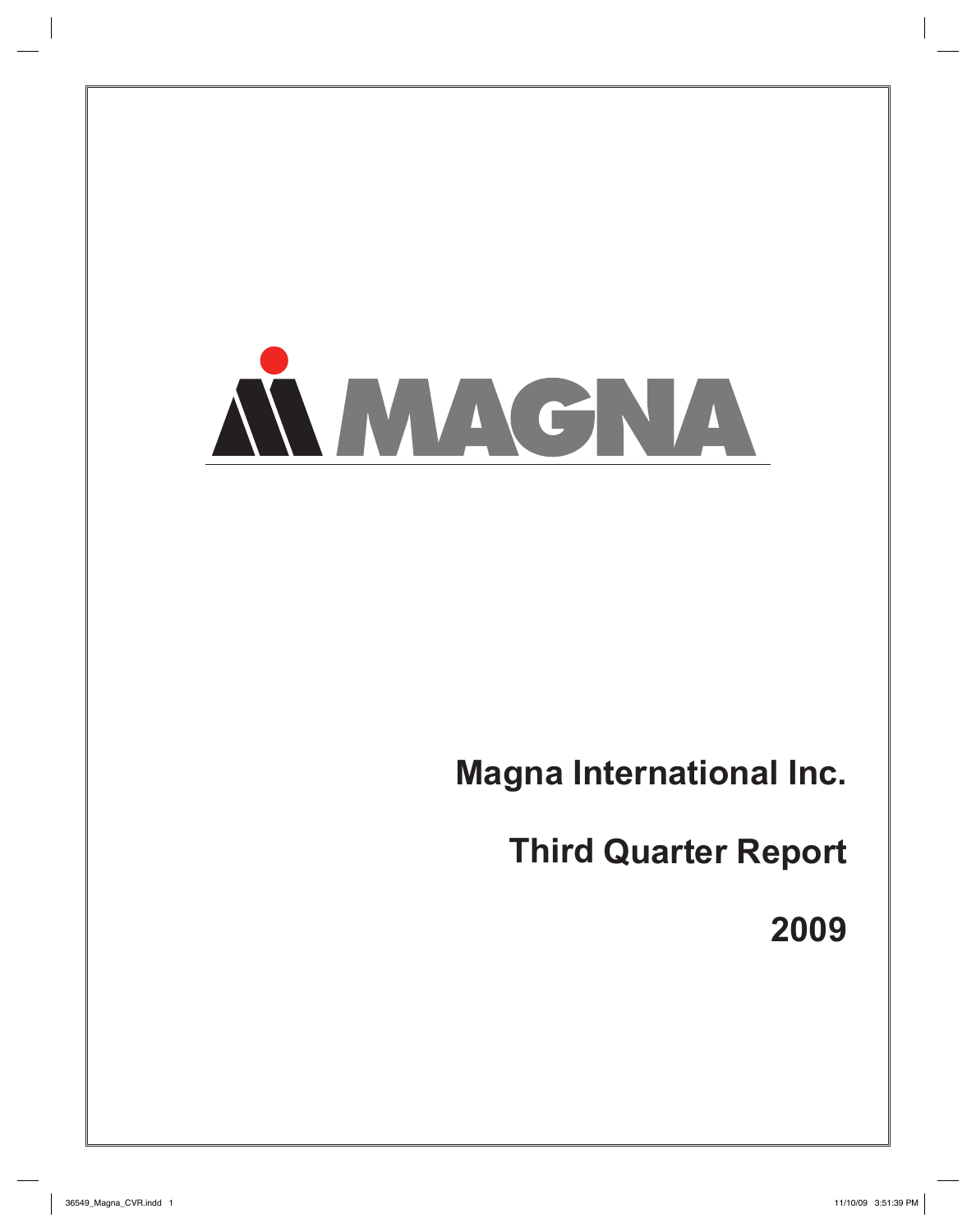MAGNA

# Magna International Inc.

## Third Quarter Report

## 2009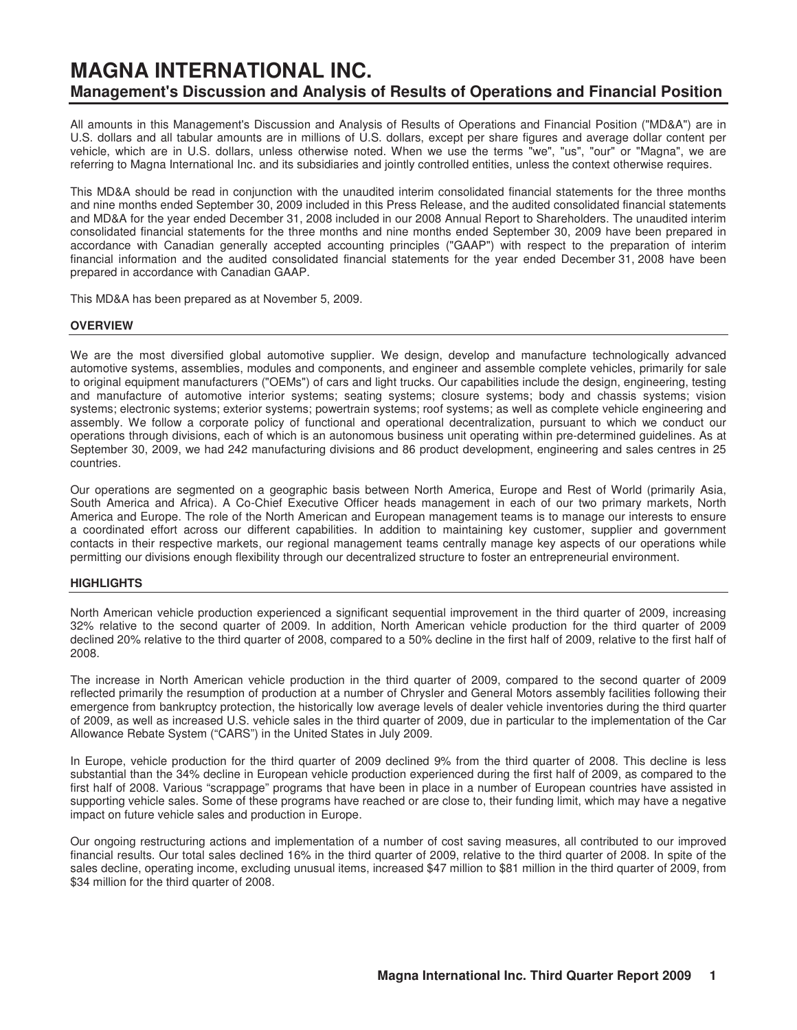# MAGNA INTERNATIONAL INC.

## Management's Discussion and Analysis of Results of Operations and Financial Position

All amounts in this Management's Discussion and Analysis of Results of Operations and Financial Position ("MD&A") are in U.S. dollars and all tabular amounts are in millions of U.S. dollars, except per share figures and average dollar content per vehicle, which are in U.S. dollars, unless otherwise noted. When we use the terms "we", "us", "our" or "Magna", we are referring to Magna International Inc. and its subsidiaries and jointly controlled entities, unless the context otherwise requires.

This MD&A should be read in conjunction with the unaudited interim consolidated financial statements for the three months and nine months ended September 30, 2009 included in this Press Release, and the audited consolidated financial statements and MD&A for the year ended December 31, 2008 included in our 2008 Annual Report to Shareholders. The unaudited interim consolidated financial statements for the three months and nine months ended September 30, 2009 have been prepared in accordance with Canadian generally accepted accounting principles ("GAAP") with respect to the preparation of interim financial information and the audited consolidated financial statements for the year ended December 31, 2008 have been prepared in accordance with Canadian GAAP.

This MD&A has been prepared as at November 5, 2009.

### OVERVIEW

We are the most diversified global automotive supplier. We design, develop and manufacture technologically advanced automotive systems, assemblies, modules and components, and engineer and assemble complete vehicles, primarily for sale to original equipment manufacturers ("OEMs") of cars and light trucks. Our capabilities include the design, engineering, testing and manufacture of automotive interior systems; seating systems; closure systems; body and chassis systems; vision systems; electronic systems; exterior systems; powertrain systems; roof systems; as well as complete vehicle engineering and assembly. We follow a corporate policy of functional and operational decentralization, pursuant to which we conduct our operations through divisions, each of which is an autonomous business unit operating within pre-determined guidelines. As at September 30, 2009, we had 242 manufacturing divisions and 86 product development, engineering and sales centres in 25 countries.

Our operations are segmented on a geographic basis between North America, Europe and Rest of World (primarily Asia, South America and Africa). A Co-Chief Executive Officer heads management in each of our two primary markets, North America and Europe. The role of the North American and European management teams is to manage our interests to ensure a coordinated effort across our different capabilities. In addition to maintaining key customer, supplier and government contacts in their respective markets, our regional management teams centrally manage key aspects of our operations while permitting our divisions enough flexibility through our decentralized structure to foster an entrepreneurial environment.

### HIGHLIGHTS

North American vehicle production experienced a significant sequential improvement in the third quarter of 2009, increasing 32% relative to the second quarter of 2009. In addition, North American vehicle production for the third quarter of 2009 declined 20% relative to the third quarter of 2008, compared to a 50% decline in the first half of 2009, relative to the first half of 2008.

The increase in North American vehicle production in the third quarter of 2009, compared to the second quarter of 2009 reflected primarily the resumption of production at a number of Chrysler and General Motors assembly facilities following their emergence from bankruptcy protection, the historically low average levels of dealer vehicle inventories during the third quarter of 2009, as well as increased U.S. vehicle sales in the third quarter of 2009, due in particular to the implementation of the Car Allowance Rebate System ("CARS") in the United States in July 2009.

In Europe, vehicle production for the third quarter of 2009 declined 9% from the third quarter of 2008. This decline is less substantial than the 34% decline in European vehicle production experienced during the first half of 2009, as compared to the first half of 2008. Various "scrappage" programs that have been in place in a number of European countries have assisted in supporting vehicle sales. Some of these programs have reached or are close to, their funding limit, which may have a negative impact on future vehicle sales and production in Europe.

Our ongoing restructuring actions and implementation of a number of cost saving measures, all contributed to our improved financial results. Our total sales declined 16% in the third quarter of 2009, relative to the third quarter of 2008. In spite of the sales decline, operating income, excluding unusual items, increased $47 million to $81 million in the third quarter of 2009, from $34 million for the third quarter of 2008.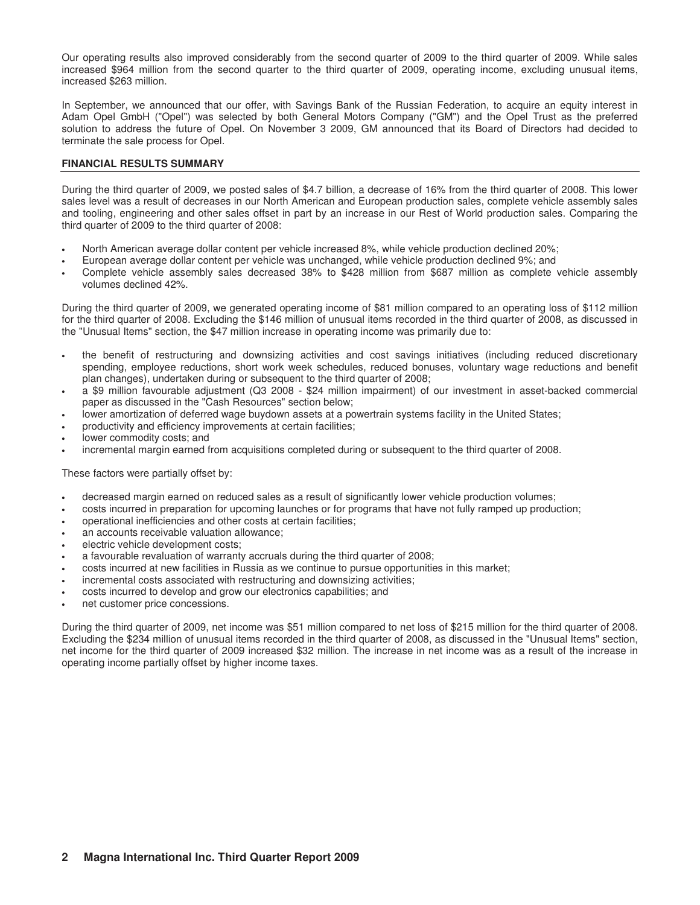Our operating results also improved considerably from the second quarter of 2009 to the third quarter of 2009. While sales increased $964 million from the second quarter to the third quarter of 2009, operating income, excluding unusual items, increased $263 million.

In September, we announced that our offer, with Savings Bank of the Russian Federation, to acquire an equity interest in Adam Opel GmbH ("Opel") was selected by both General Motors Company ("GM") and the Opel Trust as the preferred solution to address the future of Opel. On November 3 2009, GM announced that its Board of Directors had decided to terminate the sale process for Opel.

## FINANCIAL RESULTS SUMMARY

During the third quarter of 2009, we posted sales of $4.7 billion, a decrease of 16% from the third quarter of 2008. This lower sales level was a result of decreases in our North American and European production sales, complete vehicle assembly sales and tooling, engineering and other sales offset in part by an increase in our Rest of World production sales. Comparing the third quarter of 2009 to the third quarter of 2008:

- North American average dollar content per vehicle increased 8%, while vehicle production declined 20%;
- European average dollar content per vehicle was unchanged, while vehicle production declined 9%; and
- Complete vehicle assembly sales decreased 38% to $428 million from $687 million as complete vehicle assembly volumes declined 42%.

During the third quarter of 2009, we generated operating income of $81 million compared to an operating loss of $112 million for the third quarter of 2008. Excluding the $146 million of unusual items recorded in the third quarter of 2008, as discussed in the "Unusual Items" section, the $47 million increase in operating income was primarily due to:

- the benefit of restructuring and downsizing activities and cost savings initiatives (including reduced discretionary spending, employee reductions, short work week schedules, reduced bonuses, voluntary wage reductions and benefit plan changes), undertaken during or subsequent to the third quarter of 2008;
- a $9 million favourable adjustment (Q3 2008 - $24 million impairment) of our investment in asset-backed commercial paper as discussed in the "Cash Resources" section below;
- lower amortization of deferred wage buydown assets at a powertrain systems facility in the United States;
- productivity and efficiency improvements at certain facilities;
- lower commodity costs; and
- incremental margin earned from acquisitions completed during or subsequent to the third quarter of 2008.

These factors were partially offset by:

- decreased margin earned on reduced sales as a result of significantly lower vehicle production volumes;
- costs incurred in preparation for upcoming launches or for programs that have not fully ramped up production;
- operational inefficiencies and other costs at certain facilities;
- an accounts receivable valuation allowance;
- electric vehicle development costs;
- a favourable revaluation of warranty accruals during the third quarter of 2008;
- costs incurred at new facilities in Russia as we continue to pursue opportunities in this market;
- incremental costs associated with restructuring and downsizing activities;
- costs incurred to develop and grow our electronics capabilities; and
- net customer price concessions.

During the third quarter of 2009, net income was $51 million compared to net loss of $215 million for the third quarter of 2008. Excluding the $234 million of unusual items recorded in the third quarter of 2008, as discussed in the "Unusual Items" section, net income for the third quarter of 2009 increased $32 million. The increase in net income was as a result of the increase in operating income partially offset by higher income taxes.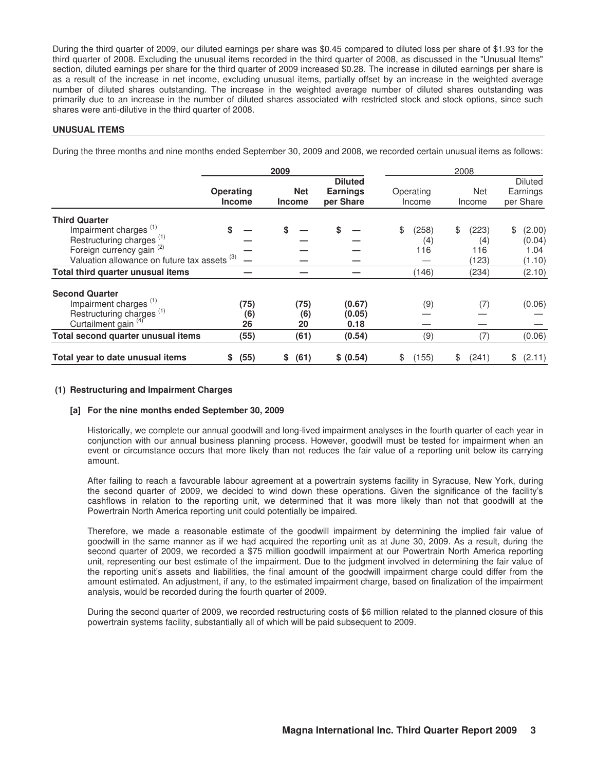During the third quarter of 2009, our diluted earnings per share was $0.45 compared to diluted loss per share of $1.93 for the third quarter of 2008. Excluding the unusual items recorded in the third quarter of 2008, as discussed in the "Unusual Items" section, diluted earnings per share for the third quarter of 2009 increased $0.28. The increase in diluted earnings per share is as a result of the increase in net income, excluding unusual items, partially offset by an increase in the weighted average number of diluted shares outstanding. The increase in the weighted average number of diluted shares outstanding was primarily due to an increase in the number of diluted shares associated with restricted stock and stock options, since such shares were anti-dilutive in the third quarter of 2008.

## UNUSUAL ITEMS

During the three months and nine months ended September 30, 2009 and 2008, we recorded certain unusual items as follows:

| | 2009 | | | 2008 | | |
|---|---|---|---|---|---|---|
| | **Operating Income** | **Net Income** | **Diluted Earnings per Share** | Operating Income | Net Income | Diluted Earnings per Share |
| **Third Quarter** | | | | | | |
| Impairment charges [(1)] | $ — | $ — | $ — | $ (258) | $ (223) | $ (2.00) |
| Restructuring charges [(1)] | — | — | — | (4) | (4) | (0.04) |
| Foreign currency gain [(2)] | — | — | — | 116 | 116 | 1.04 |
| Valuation allowance on future tax assets [(3)] | — | — | — | — | (123) | (1.10) |
| **Total third quarter unusual items** | — | — | — | (146) | (234) | (2.10) |
| **Second Quarter** | | | | | | |
| Impairment charges [(1)] | (75) | (75) | (0.67) | (9) | (7) | (0.06) |
| Restructuring charges [(1)] | (6) | (6) | (0.05) | — | — | — |
| Curtailment gain [(4)] | 26 | 20 | 0.18 | — | — | — |
| **Total second quarter unusual items** | (55) | (61) | (0.54) | (9) | (7) | (0.06) |
| **Total year to date unusual items** | $ (55) | $ (61) | $ (0.54) | $ (155) | $ (241) | $ (2.11) |

### (1) Restructuring and Impairment Charges

#### [a] For the nine months ended September 30, 2009

Historically, we complete our annual goodwill and long-lived impairment analyses in the fourth quarter of each year in conjunction with our annual business planning process. However, goodwill must be tested for impairment when an event or circumstance occurs that more likely than not reduces the fair value of a reporting unit below its carrying amount.

After failing to reach a favourable labour agreement at a powertrain systems facility in Syracuse, New York, during the second quarter of 2009, we decided to wind down these operations. Given the significance of the facility's cashflows in relation to the reporting unit, we determined that it was more likely than not that goodwill at the Powertrain North America reporting unit could potentially be impaired.

Therefore, we made a reasonable estimate of the goodwill impairment by determining the implied fair value of goodwill in the same manner as if we had acquired the reporting unit as at June 30, 2009. As a result, during the second quarter of 2009, we recorded a $75 million goodwill impairment at our Powertrain North America reporting unit, representing our best estimate of the impairment. Due to the judgment involved in determining the fair value of the reporting unit's assets and liabilities, the final amount of the goodwill impairment charge could differ from the amount estimated. An adjustment, if any, to the estimated impairment charge, based on finalization of the impairment analysis, would be recorded during the fourth quarter of 2009.

During the second quarter of 2009, we recorded restructuring costs of $6 million related to the planned closure of this powertrain systems facility, substantially all of which will be paid subsequent to 2009.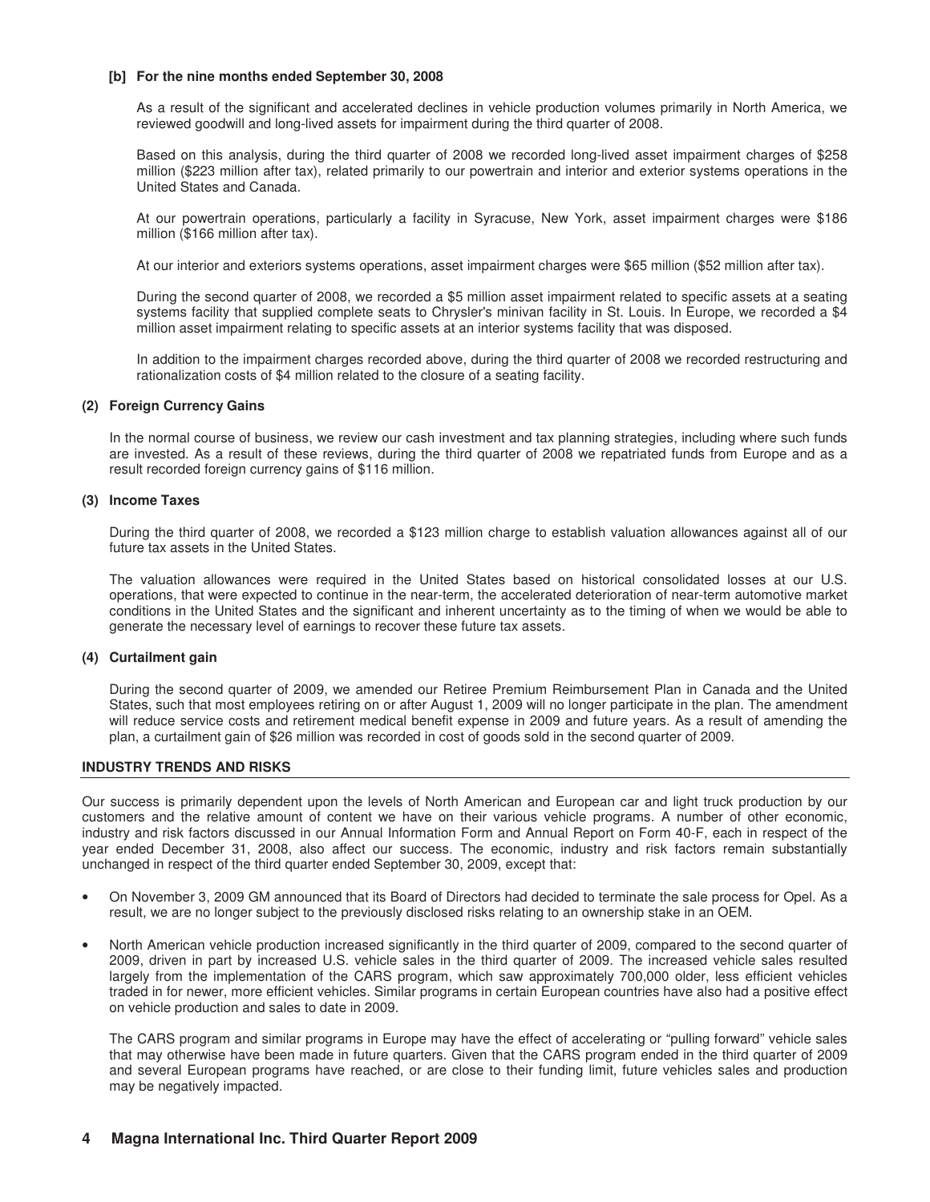**[b] For the nine months ended September 30, 2008**

As a result of the significant and accelerated declines in vehicle production volumes primarily in North America, we reviewed goodwill and long-lived assets for impairment during the third quarter of 2008.

Based on this analysis, during the third quarter of 2008 we recorded long-lived asset impairment charges of $258 million ($223 million after tax), related primarily to our powertrain and interior and exterior systems operations in the United States and Canada.

At our powertrain operations, particularly a facility in Syracuse, New York, asset impairment charges were $186 million ($166 million after tax).

At our interior and exteriors systems operations, asset impairment charges were $65 million ($52 million after tax).

During the second quarter of 2008, we recorded a $5 million asset impairment related to specific assets at a seating systems facility that supplied complete seats to Chrysler's minivan facility in St. Louis. In Europe, we recorded a $4 million asset impairment relating to specific assets at an interior systems facility that was disposed.

In addition to the impairment charges recorded above, during the third quarter of 2008 we recorded restructuring and rationalization costs of $4 million related to the closure of a seating facility.

**(2) Foreign Currency Gains**

In the normal course of business, we review our cash investment and tax planning strategies, including where such funds are invested. As a result of these reviews, during the third quarter of 2008 we repatriated funds from Europe and as a result recorded foreign currency gains of $116 million.

**(3) Income Taxes**

During the third quarter of 2008, we recorded a $123 million charge to establish valuation allowances against all of our future tax assets in the United States.

The valuation allowances were required in the United States based on historical consolidated losses at our U.S. operations, that were expected to continue in the near-term, the accelerated deterioration of near-term automotive market conditions in the United States and the significant and inherent uncertainty as to the timing of when we would be able to generate the necessary level of earnings to recover these future tax assets.

**(4) Curtailment gain**

During the second quarter of 2009, we amended our Retiree Premium Reimbursement Plan in Canada and the United States, such that most employees retiring on or after August 1, 2009 will no longer participate in the plan. The amendment will reduce service costs and retirement medical benefit expense in 2009 and future years. As a result of amending the plan, a curtailment gain of $26 million was recorded in cost of goods sold in the second quarter of 2009.

## INDUSTRY TRENDS AND RISKS

Our success is primarily dependent upon the levels of North American and European car and light truck production by our customers and the relative amount of content we have on their various vehicle programs. A number of other economic, industry and risk factors discussed in our Annual Information Form and Annual Report on Form 40-F, each in respect of the year ended December 31, 2008, also affect our success. The economic, industry and risk factors remain substantially unchanged in respect of the third quarter ended September 30, 2009, except that:

- On November 3, 2009 GM announced that its Board of Directors had decided to terminate the sale process for Opel. As a result, we are no longer subject to the previously disclosed risks relating to an ownership stake in an OEM.
- North American vehicle production increased significantly in the third quarter of 2009, compared to the second quarter of 2009, driven in part by increased U.S. vehicle sales in the third quarter of 2009. The increased vehicle sales resulted largely from the implementation of the CARS program, which saw approximately 700,000 older, less efficient vehicles traded in for newer, more efficient vehicles. Similar programs in certain European countries have also had a positive effect on vehicle production and sales to date in 2009.

  The CARS program and similar programs in Europe may have the effect of accelerating or "pulling forward" vehicle sales that may otherwise have been made in future quarters. Given that the CARS program ended in the third quarter of 2009 and several European programs have reached, or are close to their funding limit, future vehicles sales and production may be negatively impacted.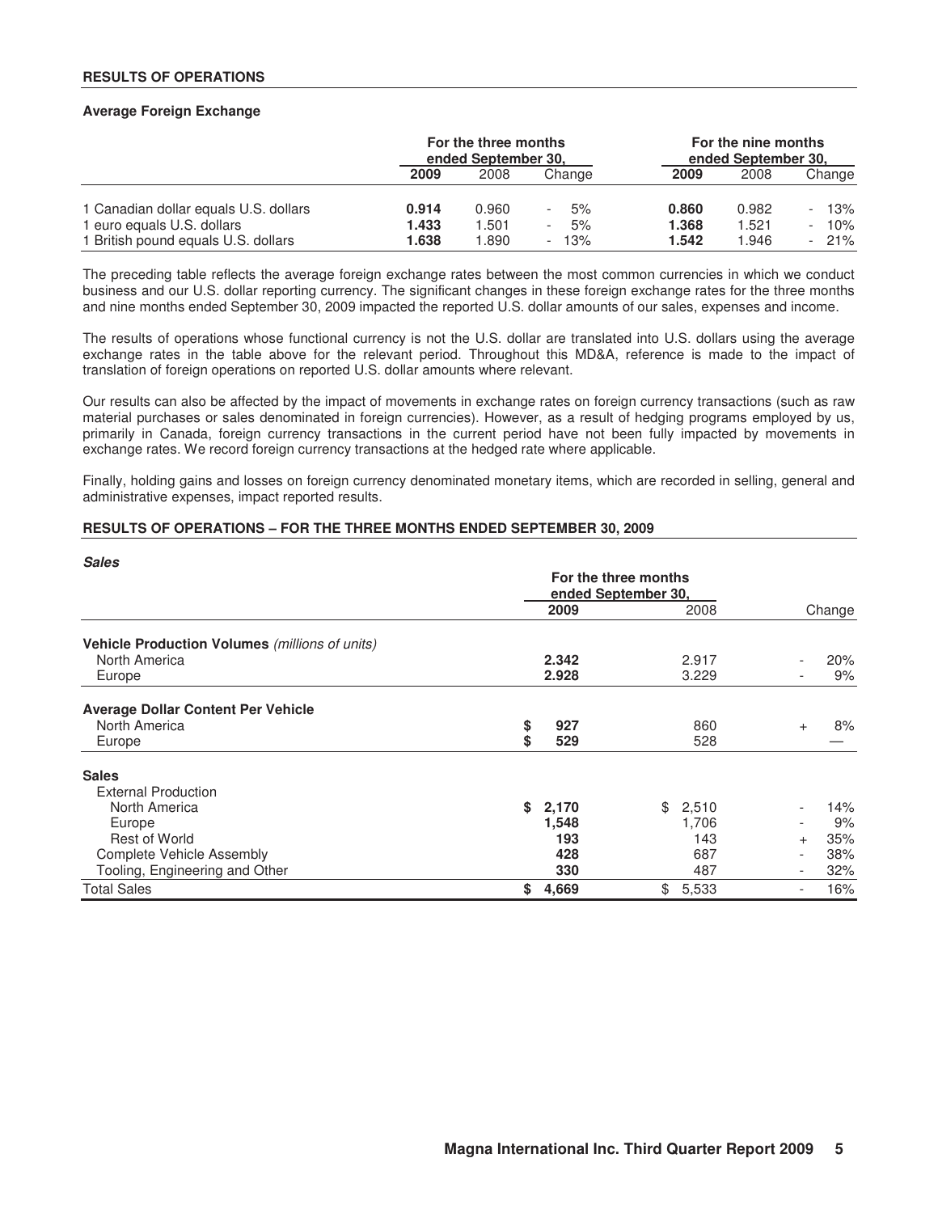## RESULTS OF OPERATIONS

### Average Foreign Exchange

| | For the three months ended September 30, | | | For the nine months ended September 30, | | |
|---|---|---|---|---|---|---|
| | **2009** | 2008 | Change | **2009** | 2008 | Change |
| 1 Canadian dollar equals U.S. dollars | **0.914** | 0.960 | - 5% | **0.860** | 0.982 | - 13% |
| 1 euro equals U.S. dollars | **1.433** | 1.501 | - 5% | **1.368** | 1.521 | - 10% |
| 1 British pound equals U.S. dollars | **1.638** | 1.890 | - 13% | **1.542** | 1.946 | - 21% |

The preceding table reflects the average foreign exchange rates between the most common currencies in which we conduct business and our U.S. dollar reporting currency. The significant changes in these foreign exchange rates for the three months and nine months ended September 30, 2009 impacted the reported U.S. dollar amounts of our sales, expenses and income.

The results of operations whose functional currency is not the U.S. dollar are translated into U.S. dollars using the average exchange rates in the table above for the relevant period. Throughout this MD&A, reference is made to the impact of translation of foreign operations on reported U.S. dollar amounts where relevant.

Our results can also be affected by the impact of movements in exchange rates on foreign currency transactions (such as raw material purchases or sales denominated in foreign currencies). However, as a result of hedging programs employed by us, primarily in Canada, foreign currency transactions in the current period have not been fully impacted by movements in exchange rates. We record foreign currency transactions at the hedged rate where applicable.

Finally, holding gains and losses on foreign currency denominated monetary items, which are recorded in selling, general and administrative expenses, impact reported results.

## RESULTS OF OPERATIONS – FOR THE THREE MONTHS ENDED SEPTEMBER 30, 2009

### *Sales*

| | For the three months ended September 30, | | |
|---|---|---|---|
| | **2009** | 2008 | Change |
| **Vehicle Production Volumes** *(millions of units)* | | | |
| North America | **2.342** | 2.917 | - 20% |
| Europe | **2.928** | 3.229 | - 9% |
| **Average Dollar Content Per Vehicle** | | | |
| North America | **$ 927** | 860 | + 8% |
| Europe | **$ 529** | 528 | — |
| **Sales** | | | |
| External Production | | | |
| North America | **$ 2,170** | $ 2,510 | - 14% |
| Europe | **1,548** | 1,706 | - 9% |
| Rest of World | **193** | 143 | + 35% |
| Complete Vehicle Assembly | **428** | 687 | - 38% |
| Tooling, Engineering and Other | **330** | 487 | - 32% |
| Total Sales | **$ 4,669** | $ 5,533 | - 16% |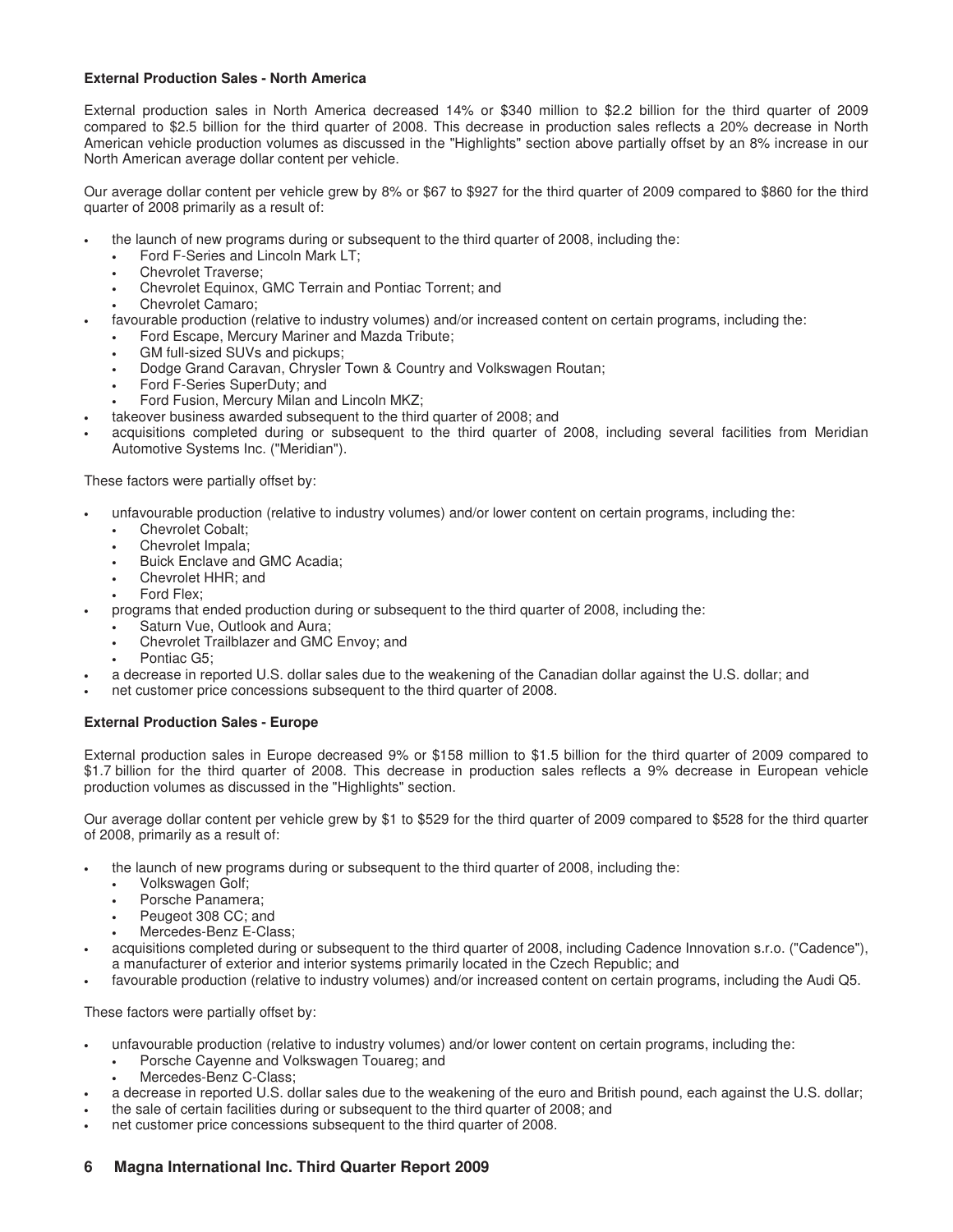**External Production Sales - North America**

External production sales in North America decreased 14% or $340 million to $2.2 billion for the third quarter of 2009 compared to $2.5 billion for the third quarter of 2008. This decrease in production sales reflects a 20% decrease in North American vehicle production volumes as discussed in the "Highlights" section above partially offset by an 8% increase in our North American average dollar content per vehicle.

Our average dollar content per vehicle grew by 8% or $67 to $927 for the third quarter of 2009 compared to $860 for the third quarter of 2008 primarily as a result of:

- the launch of new programs during or subsequent to the third quarter of 2008, including the:
  - Ford F-Series and Lincoln Mark LT;
  - Chevrolet Traverse;
  - Chevrolet Equinox, GMC Terrain and Pontiac Torrent; and
  - Chevrolet Camaro;
- favourable production (relative to industry volumes) and/or increased content on certain programs, including the:
  - Ford Escape, Mercury Mariner and Mazda Tribute;
  - GM full-sized SUVs and pickups;
  - Dodge Grand Caravan, Chrysler Town & Country and Volkswagen Routan;
  - Ford F-Series SuperDuty; and
  - Ford Fusion, Mercury Milan and Lincoln MKZ;
- takeover business awarded subsequent to the third quarter of 2008; and
- acquisitions completed during or subsequent to the third quarter of 2008, including several facilities from Meridian Automotive Systems Inc. ("Meridian").

These factors were partially offset by:

- unfavourable production (relative to industry volumes) and/or lower content on certain programs, including the:
  - Chevrolet Cobalt;
  - Chevrolet Impala;
  - Buick Enclave and GMC Acadia;
  - Chevrolet HHR; and
  - Ford Flex;
- programs that ended production during or subsequent to the third quarter of 2008, including the:
  - Saturn Vue, Outlook and Aura;
  - Chevrolet Trailblazer and GMC Envoy; and
  - Pontiac G5;
- a decrease in reported U.S. dollar sales due to the weakening of the Canadian dollar against the U.S. dollar; and
- net customer price concessions subsequent to the third quarter of 2008.

**External Production Sales - Europe**

External production sales in Europe decreased 9% or $158 million to $1.5 billion for the third quarter of 2009 compared to $1.7 billion for the third quarter of 2008. This decrease in production sales reflects a 9% decrease in European vehicle production volumes as discussed in the "Highlights" section.

Our average dollar content per vehicle grew by $1 to $529 for the third quarter of 2009 compared to $528 for the third quarter of 2008, primarily as a result of:

- the launch of new programs during or subsequent to the third quarter of 2008, including the:
  - Volkswagen Golf;
  - Porsche Panamera;
  - Peugeot 308 CC; and
  - Mercedes-Benz E-Class;
- acquisitions completed during or subsequent to the third quarter of 2008, including Cadence Innovation s.r.o. ("Cadence"), a manufacturer of exterior and interior systems primarily located in the Czech Republic; and
- favourable production (relative to industry volumes) and/or increased content on certain programs, including the Audi Q5.

These factors were partially offset by:

- unfavourable production (relative to industry volumes) and/or lower content on certain programs, including the:
  - Porsche Cayenne and Volkswagen Touareg; and
  - Mercedes-Benz C-Class;
- a decrease in reported U.S. dollar sales due to the weakening of the euro and British pound, each against the U.S. dollar;
- the sale of certain facilities during or subsequent to the third quarter of 2008; and
- net customer price concessions subsequent to the third quarter of 2008.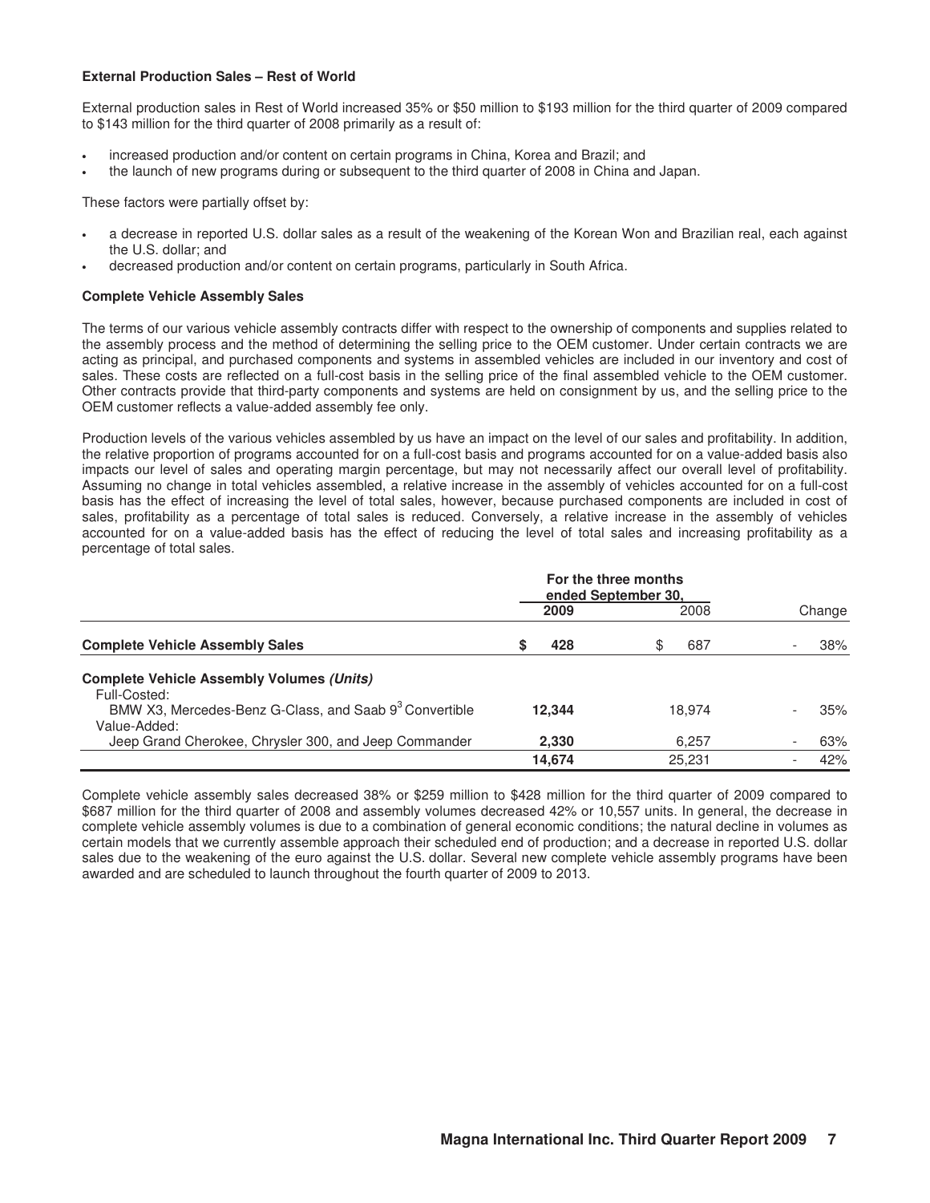**External Production Sales – Rest of World**

External production sales in Rest of World increased 35% or $50 million to $193 million for the third quarter of 2009 compared to $143 million for the third quarter of 2008 primarily as a result of:

- increased production and/or content on certain programs in China, Korea and Brazil; and
- the launch of new programs during or subsequent to the third quarter of 2008 in China and Japan.

These factors were partially offset by:

- a decrease in reported U.S. dollar sales as a result of the weakening of the Korean Won and Brazilian real, each against the U.S. dollar; and
- decreased production and/or content on certain programs, particularly in South Africa.

**Complete Vehicle Assembly Sales**

The terms of our various vehicle assembly contracts differ with respect to the ownership of components and supplies related to the assembly process and the method of determining the selling price to the OEM customer. Under certain contracts we are acting as principal, and purchased components and systems in assembled vehicles are included in our inventory and cost of sales. These costs are reflected on a full-cost basis in the selling price of the final assembled vehicle to the OEM customer. Other contracts provide that third-party components and systems are held on consignment by us, and the selling price to the OEM customer reflects a value-added assembly fee only.

Production levels of the various vehicles assembled by us have an impact on the level of our sales and profitability. In addition, the relative proportion of programs accounted for on a full-cost basis and programs accounted for on a value-added basis also impacts our level of sales and operating margin percentage, but may not necessarily affect our overall level of profitability. Assuming no change in total vehicles assembled, a relative increase in the assembly of vehicles accounted for on a full-cost basis has the effect of increasing the level of total sales, however, because purchased components are included in cost of sales, profitability as a percentage of total sales is reduced. Conversely, a relative increase in the assembly of vehicles accounted for on a value-added basis has the effect of reducing the level of total sales and increasing profitability as a percentage of total sales.

| | For the three months ended September 30, | | |
|---|---|---|---|
| | **2009** | 2008 | Change |
| **Complete Vehicle Assembly Sales** | **$ 428** | $ 687 | - 38% |
| **Complete Vehicle Assembly Volumes *(Units)*** | | | |
| Full-Costed: | | | |
| BMW X3, Mercedes-Benz G-Class, and Saab 9[3] Convertible | **12,344** | 18,974 | - 35% |
| Value-Added: | | | |
| Jeep Grand Cherokee, Chrysler 300, and Jeep Commander | **2,330** | 6,257 | - 63% |
| | **14,674** | 25,231 | - 42% |

Complete vehicle assembly sales decreased 38% or $259 million to $428 million for the third quarter of 2009 compared to $687 million for the third quarter of 2008 and assembly volumes decreased 42% or 10,557 units. In general, the decrease in complete vehicle assembly volumes is due to a combination of general economic conditions; the natural decline in volumes as certain models that we currently assemble approach their scheduled end of production; and a decrease in reported U.S. dollar sales due to the weakening of the euro against the U.S. dollar. Several new complete vehicle assembly programs have been awarded and are scheduled to launch throughout the fourth quarter of 2009 to 2013.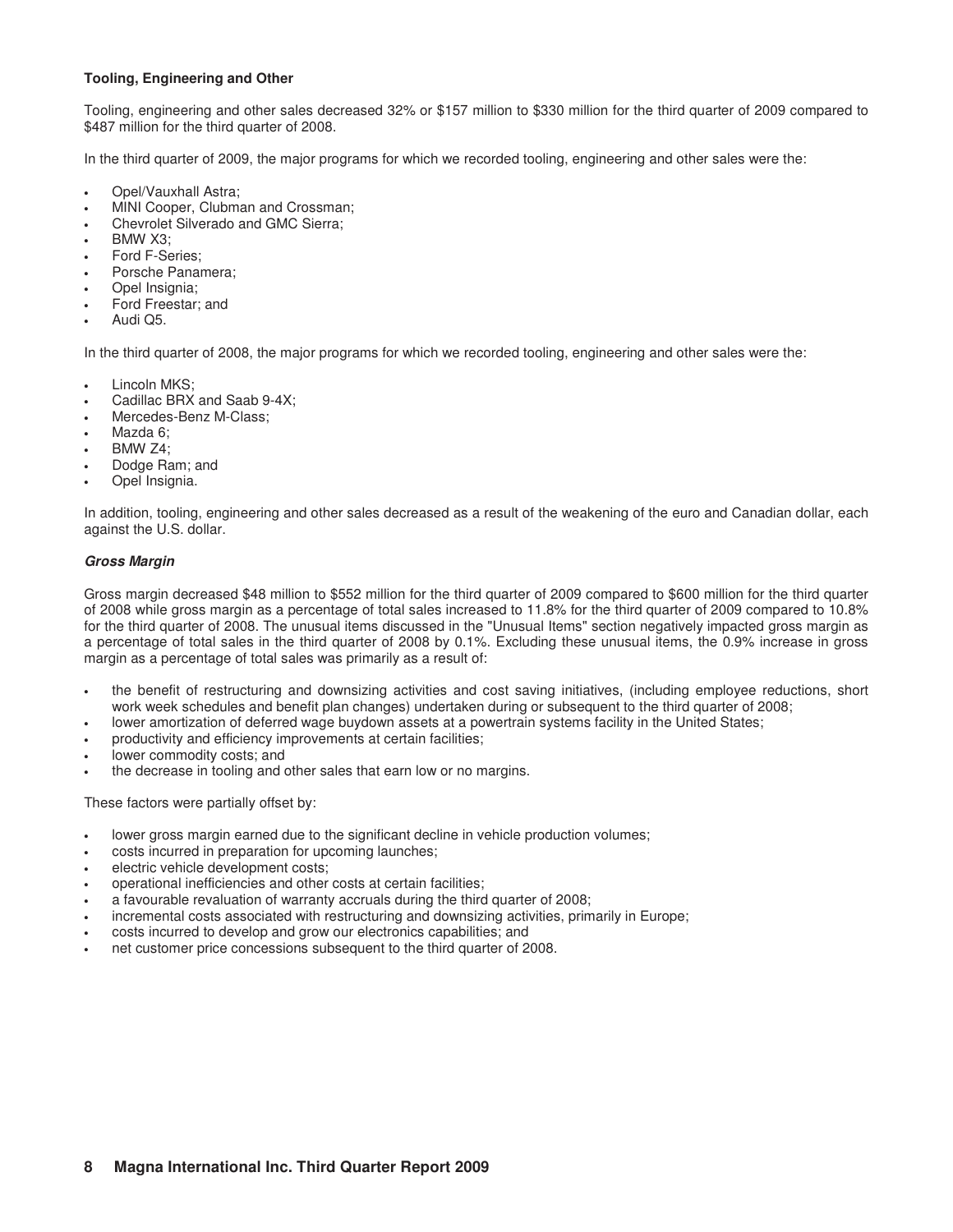**Tooling, Engineering and Other**

Tooling, engineering and other sales decreased 32% or $157 million to $330 million for the third quarter of 2009 compared to $487 million for the third quarter of 2008.

In the third quarter of 2009, the major programs for which we recorded tooling, engineering and other sales were the:

- Opel/Vauxhall Astra;
- MINI Cooper, Clubman and Crossman;
- Chevrolet Silverado and GMC Sierra;
- BMW X3;
- Ford F-Series;
- Porsche Panamera;
- Opel Insignia;
- Ford Freestar; and
- Audi Q5.

In the third quarter of 2008, the major programs for which we recorded tooling, engineering and other sales were the:

- Lincoln MKS;
- Cadillac BRX and Saab 9-4X;
- Mercedes-Benz M-Class;
- Mazda 6;
- BMW Z4;
- Dodge Ram; and
- Opel Insignia.

In addition, tooling, engineering and other sales decreased as a result of the weakening of the euro and Canadian dollar, each against the U.S. dollar.

***Gross Margin***

Gross margin decreased $48 million to $552 million for the third quarter of 2009 compared to $600 million for the third quarter of 2008 while gross margin as a percentage of total sales increased to 11.8% for the third quarter of 2009 compared to 10.8% for the third quarter of 2008. The unusual items discussed in the "Unusual Items" section negatively impacted gross margin as a percentage of total sales in the third quarter of 2008 by 0.1%. Excluding these unusual items, the 0.9% increase in gross margin as a percentage of total sales was primarily as a result of:

- the benefit of restructuring and downsizing activities and cost saving initiatives, (including employee reductions, short work week schedules and benefit plan changes) undertaken during or subsequent to the third quarter of 2008;
- lower amortization of deferred wage buydown assets at a powertrain systems facility in the United States;
- productivity and efficiency improvements at certain facilities;
- lower commodity costs; and
- the decrease in tooling and other sales that earn low or no margins.

These factors were partially offset by:

- lower gross margin earned due to the significant decline in vehicle production volumes;
- costs incurred in preparation for upcoming launches;
- electric vehicle development costs;
- operational inefficiencies and other costs at certain facilities;
- a favourable revaluation of warranty accruals during the third quarter of 2008;
- incremental costs associated with restructuring and downsizing activities, primarily in Europe;
- costs incurred to develop and grow our electronics capabilities; and
- net customer price concessions subsequent to the third quarter of 2008.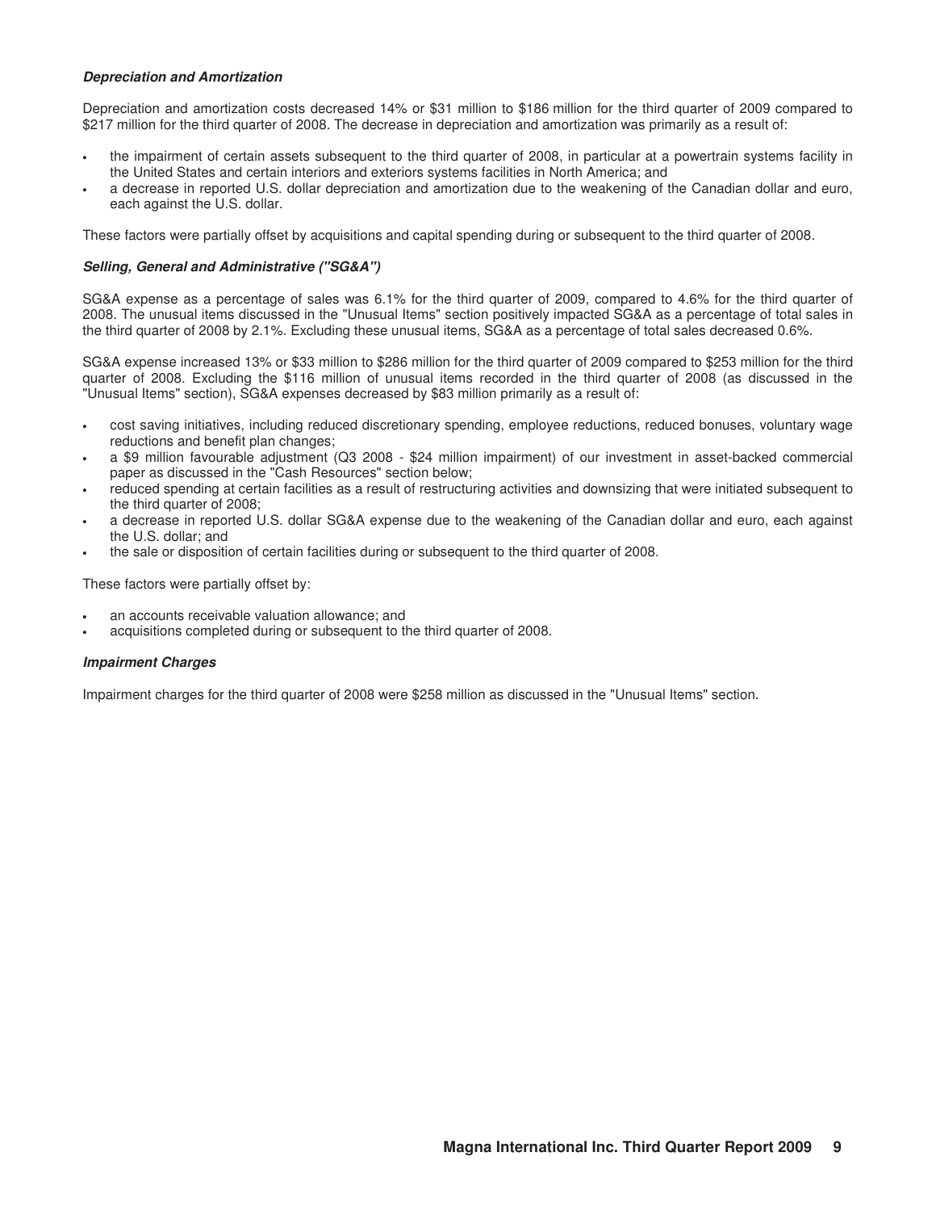### *Depreciation and Amortization*

Depreciation and amortization costs decreased 14% or $31 million to $186 million for the third quarter of 2009 compared to $217 million for the third quarter of 2008. The decrease in depreciation and amortization was primarily as a result of:

- the impairment of certain assets subsequent to the third quarter of 2008, in particular at a powertrain systems facility in the United States and certain interiors and exteriors systems facilities in North America; and
- a decrease in reported U.S. dollar depreciation and amortization due to the weakening of the Canadian dollar and euro, each against the U.S. dollar.

These factors were partially offset by acquisitions and capital spending during or subsequent to the third quarter of 2008.

### *Selling, General and Administrative ("SG&A")*

SG&A expense as a percentage of sales was 6.1% for the third quarter of 2009, compared to 4.6% for the third quarter of 2008. The unusual items discussed in the "Unusual Items" section positively impacted SG&A as a percentage of total sales in the third quarter of 2008 by 2.1%. Excluding these unusual items, SG&A as a percentage of total sales decreased 0.6%.

SG&A expense increased 13% or $33 million to $286 million for the third quarter of 2009 compared to $253 million for the third quarter of 2008. Excluding the $116 million of unusual items recorded in the third quarter of 2008 (as discussed in the "Unusual Items" section), SG&A expenses decreased by $83 million primarily as a result of:

- cost saving initiatives, including reduced discretionary spending, employee reductions, reduced bonuses, voluntary wage reductions and benefit plan changes;
- a $9 million favourable adjustment (Q3 2008 - $24 million impairment) of our investment in asset-backed commercial paper as discussed in the "Cash Resources" section below;
- reduced spending at certain facilities as a result of restructuring activities and downsizing that were initiated subsequent to the third quarter of 2008;
- a decrease in reported U.S. dollar SG&A expense due to the weakening of the Canadian dollar and euro, each against the U.S. dollar; and
- the sale or disposition of certain facilities during or subsequent to the third quarter of 2008.

These factors were partially offset by:

- an accounts receivable valuation allowance; and
- acquisitions completed during or subsequent to the third quarter of 2008.

### *Impairment Charges*

Impairment charges for the third quarter of 2008 were $258 million as discussed in the "Unusual Items" section.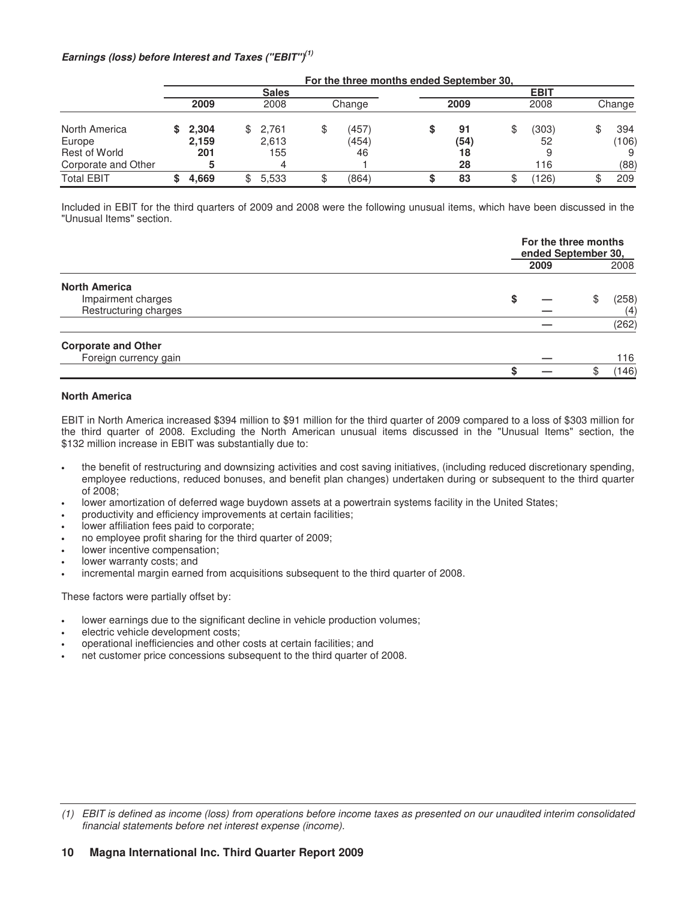### *Earnings (loss) before Interest and Taxes ("EBIT")[(1)]*

| | For the three months ended September 30, | | | | | |
|---|---|---|---|---|---|---|
| | Sales | | | EBIT | | |
| | **2009** | 2008 | Change | **2009** | 2008 | Change |
| North America | **$ 2,304** | $ 2,761 | $ (457) | **$ 91** | $ (303) | $ 394 |
| Europe | **2,159** | 2,613 | (454) | **(54)** | 52 | (106) |
| Rest of World | **201** | 155 | 46 | **18** | 9 | 9 |
| Corporate and Other | **5** | 4 | 1 | **28** | 116 | (88) |
| Total EBIT | **$ 4,669** | $ 5,533 | $ (864) | **$ 83** | $ (126) | $ 209 |

Included in EBIT for the third quarters of 2009 and 2008 were the following unusual items, which have been discussed in the "Unusual Items" section.

| | For the three months ended September 30, | |
|---|---|---|
| | **2009** | 2008 |
| **North America** | | |
| Impairment charges | **$ —** | $ (258) |
| Restructuring charges | **—** | (4) |
| | **—** | (262) |
| **Corporate and Other** | | |
| Foreign currency gain | **—** | 116 |
| | **$ —** | $ (146) |

#### North America

EBIT in North America increased $394 million to $91 million for the third quarter of 2009 compared to a loss of $303 million for the third quarter of 2008. Excluding the North American unusual items discussed in the "Unusual Items" section, the $132 million increase in EBIT was substantially due to:

- the benefit of restructuring and downsizing activities and cost saving initiatives, (including reduced discretionary spending, employee reductions, reduced bonuses, and benefit plan changes) undertaken during or subsequent to the third quarter of 2008;
- lower amortization of deferred wage buydown assets at a powertrain systems facility in the United States;
- productivity and efficiency improvements at certain facilities;
- lower affiliation fees paid to corporate;
- no employee profit sharing for the third quarter of 2009;
- lower incentive compensation;
- lower warranty costs; and
- incremental margin earned from acquisitions subsequent to the third quarter of 2008.

These factors were partially offset by:

- lower earnings due to the significant decline in vehicle production volumes;
- electric vehicle development costs;
- operational inefficiencies and other costs at certain facilities; and
- net customer price concessions subsequent to the third quarter of 2008.

*(1) EBIT is defined as income (loss) from operations before income taxes as presented on our unaudited interim consolidated financial statements before net interest expense (income).*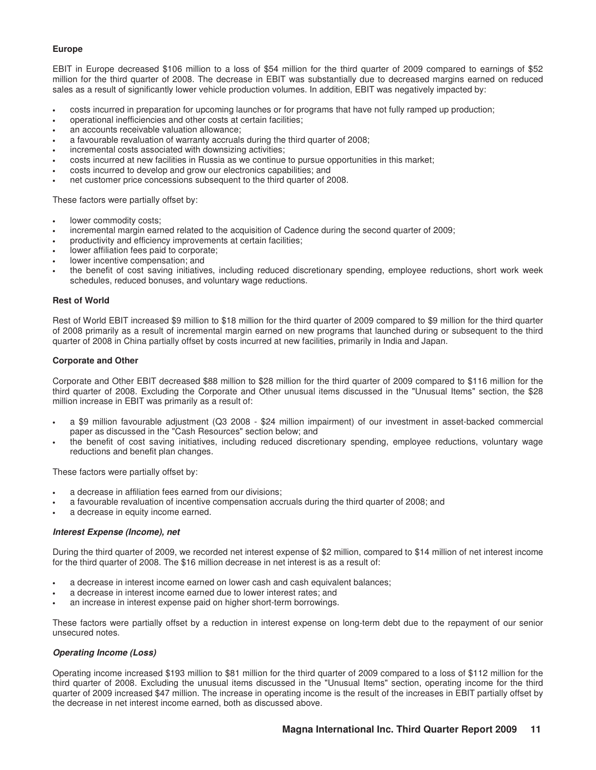**Europe**

EBIT in Europe decreased $106 million to a loss of $54 million for the third quarter of 2009 compared to earnings of $52 million for the third quarter of 2008. The decrease in EBIT was substantially due to decreased margins earned on reduced sales as a result of significantly lower vehicle production volumes. In addition, EBIT was negatively impacted by:

- costs incurred in preparation for upcoming launches or for programs that have not fully ramped up production;
- operational inefficiencies and other costs at certain facilities;
- an accounts receivable valuation allowance;
- a favourable revaluation of warranty accruals during the third quarter of 2008;
- incremental costs associated with downsizing activities;
- costs incurred at new facilities in Russia as we continue to pursue opportunities in this market;
- costs incurred to develop and grow our electronics capabilities; and
- net customer price concessions subsequent to the third quarter of 2008.

These factors were partially offset by:

- lower commodity costs;
- incremental margin earned related to the acquisition of Cadence during the second quarter of 2009;
- productivity and efficiency improvements at certain facilities;
- lower affiliation fees paid to corporate;
- lower incentive compensation; and
- the benefit of cost saving initiatives, including reduced discretionary spending, employee reductions, short work week schedules, reduced bonuses, and voluntary wage reductions.

**Rest of World**

Rest of World EBIT increased $9 million to $18 million for the third quarter of 2009 compared to $9 million for the third quarter of 2008 primarily as a result of incremental margin earned on new programs that launched during or subsequent to the third quarter of 2008 in China partially offset by costs incurred at new facilities, primarily in India and Japan.

**Corporate and Other**

Corporate and Other EBIT decreased $88 million to $28 million for the third quarter of 2009 compared to $116 million for the third quarter of 2008. Excluding the Corporate and Other unusual items discussed in the "Unusual Items" section, the $28 million increase in EBIT was primarily as a result of:

- a $9 million favourable adjustment (Q3 2008 - $24 million impairment) of our investment in asset-backed commercial paper as discussed in the "Cash Resources" section below; and
- the benefit of cost saving initiatives, including reduced discretionary spending, employee reductions, voluntary wage reductions and benefit plan changes.

These factors were partially offset by:

- a decrease in affiliation fees earned from our divisions;
- a favourable revaluation of incentive compensation accruals during the third quarter of 2008; and
- a decrease in equity income earned.

***Interest Expense (Income), net***

During the third quarter of 2009, we recorded net interest expense of $2 million, compared to $14 million of net interest income for the third quarter of 2008. The $16 million decrease in net interest is as a result of:

- a decrease in interest income earned on lower cash and cash equivalent balances;
- a decrease in interest income earned due to lower interest rates; and
- an increase in interest expense paid on higher short-term borrowings.

These factors were partially offset by a reduction in interest expense on long-term debt due to the repayment of our senior unsecured notes.

***Operating Income (Loss)***

Operating income increased $193 million to $81 million for the third quarter of 2009 compared to a loss of $112 million for the third quarter of 2008. Excluding the unusual items discussed in the "Unusual Items" section, operating income for the third quarter of 2009 increased $47 million. The increase in operating income is the result of the increases in EBIT partially offset by the decrease in net interest income earned, both as discussed above.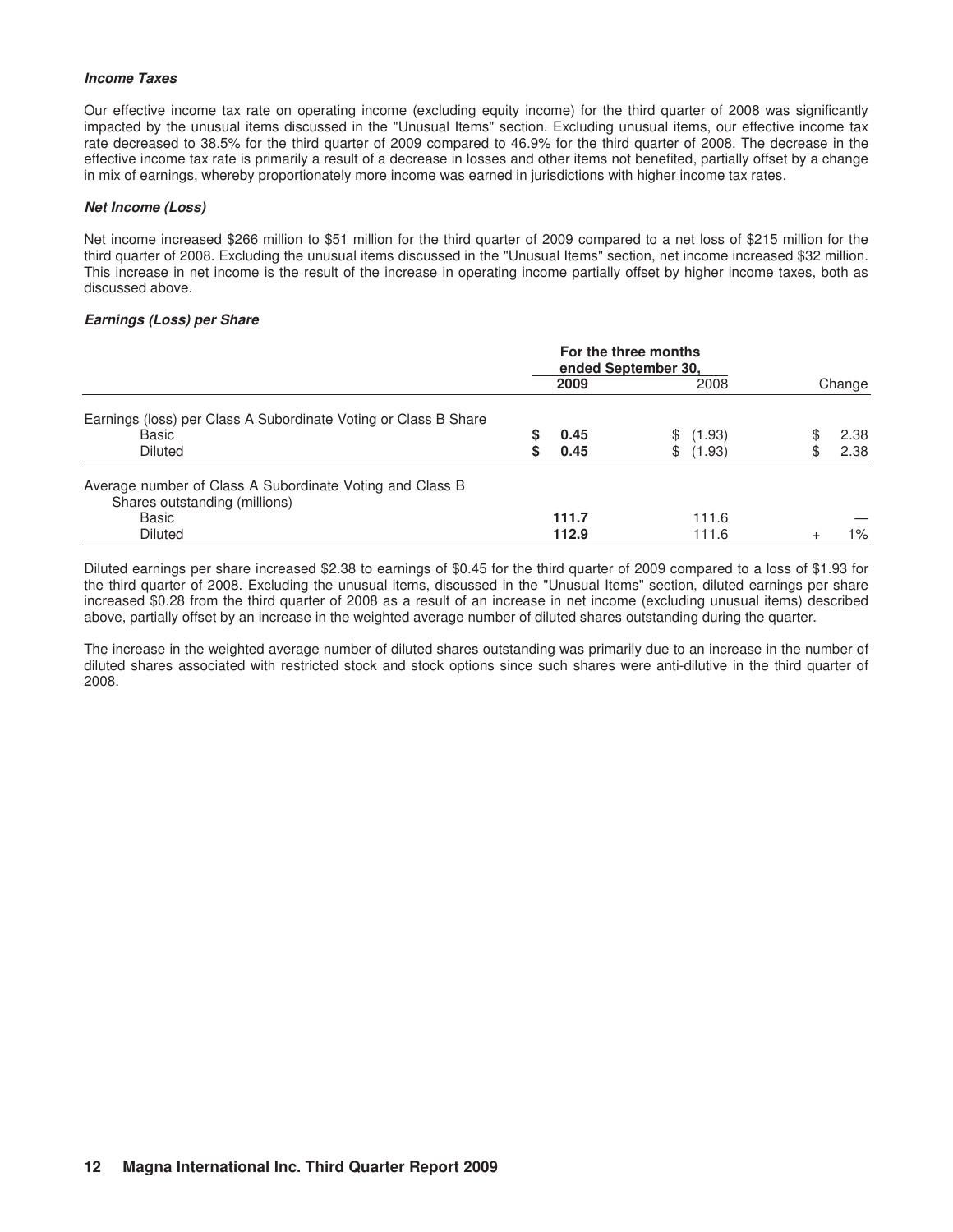***Income Taxes***

Our effective income tax rate on operating income (excluding equity income) for the third quarter of 2008 was significantly impacted by the unusual items discussed in the "Unusual Items" section. Excluding unusual items, our effective income tax rate decreased to 38.5% for the third quarter of 2009 compared to 46.9% for the third quarter of 2008. The decrease in the effective income tax rate is primarily a result of a decrease in losses and other items not benefited, partially offset by a change in mix of earnings, whereby proportionately more income was earned in jurisdictions with higher income tax rates.

***Net Income (Loss)***

Net income increased $266 million to $51 million for the third quarter of 2009 compared to a net loss of $215 million for the third quarter of 2008. Excluding the unusual items discussed in the "Unusual Items" section, net income increased $32 million. This increase in net income is the result of the increase in operating income partially offset by higher income taxes, both as discussed above.

***Earnings (Loss) per Share***

| | For the three months ended September 30, | | |
|---|---|---|---|
| | **2009** | 2008 | Change |
| Earnings (loss) per Class A Subordinate Voting or Class B Share | | | |
| Basic | **$ 0.45** | $ (1.93) | $ 2.38 |
| Diluted | **$ 0.45** | $ (1.93) | $ 2.38 |
| Average number of Class A Subordinate Voting and Class B Shares outstanding (millions) | | | |
| Basic | **111.7** | 111.6 | — |
| Diluted | **112.9** | 111.6 | + 1% |

Diluted earnings per share increased $2.38 to earnings of $0.45 for the third quarter of 2009 compared to a loss of $1.93 for the third quarter of 2008. Excluding the unusual items, discussed in the "Unusual Items" section, diluted earnings per share increased $0.28 from the third quarter of 2008 as a result of an increase in net income (excluding unusual items) described above, partially offset by an increase in the weighted average number of diluted shares outstanding during the quarter.

The increase in the weighted average number of diluted shares outstanding was primarily due to an increase in the number of diluted shares associated with restricted stock and stock options since such shares were anti-dilutive in the third quarter of 2008.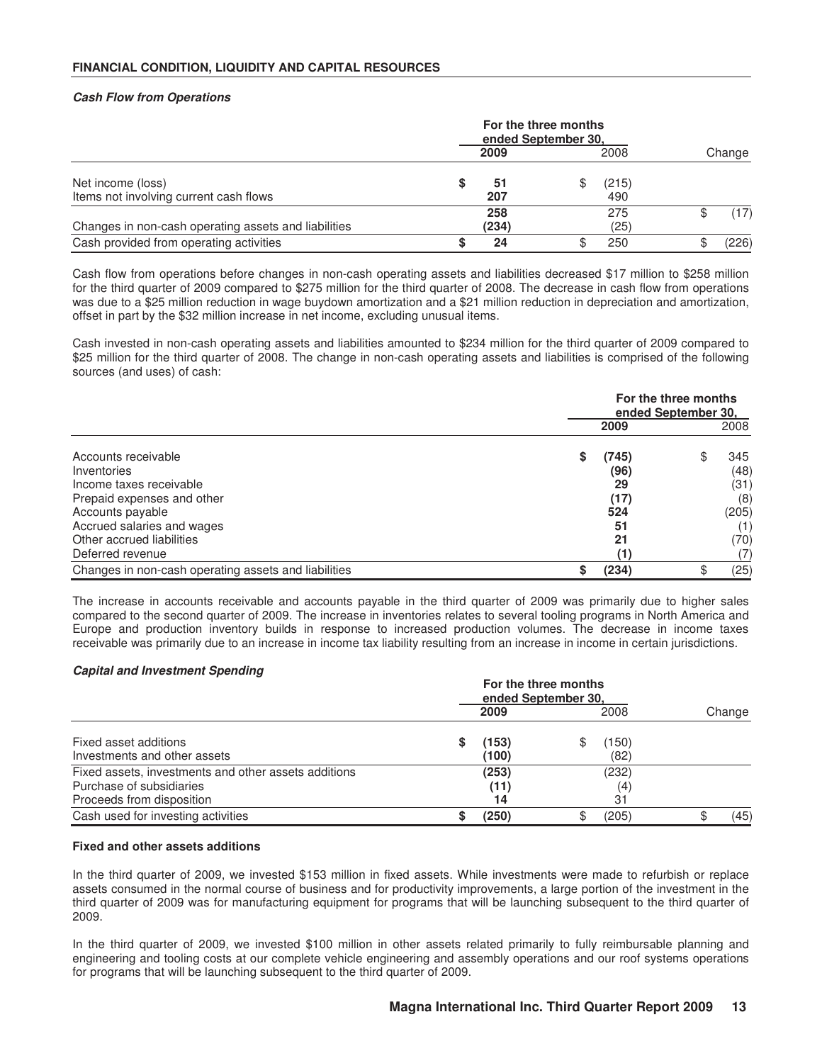## FINANCIAL CONDITION, LIQUIDITY AND CAPITAL RESOURCES

### *Cash Flow from Operations*

| | For the three months ended September 30, | | |
|---|---|---|---|
| | **2009** | 2008 | Change |
| Net income (loss) | **$ 51** | $ (215) | |
| Items not involving current cash flows | **207** | 490 | |
| | **258** | 275 | $ (17) |
| Changes in non-cash operating assets and liabilities | **(234)** | (25) | |
| Cash provided from operating activities | **$ 24** | $ 250 | $ (226) |

Cash flow from operations before changes in non-cash operating assets and liabilities decreased $17 million to $258 million for the third quarter of 2009 compared to $275 million for the third quarter of 2008. The decrease in cash flow from operations was due to a $25 million reduction in wage buydown amortization and a $21 million reduction in depreciation and amortization, offset in part by the $32 million increase in net income, excluding unusual items.

Cash invested in non-cash operating assets and liabilities amounted to $234 million for the third quarter of 2009 compared to $25 million for the third quarter of 2008. The change in non-cash operating assets and liabilities is comprised of the following sources (and uses) of cash:

| | For the three months ended September 30, | |
|---|---|---|
| | **2009** | 2008 |
| Accounts receivable | **$ (745)** | $ 345 |
| Inventories | **(96)** | (48) |
| Income taxes receivable | **29** | (31) |
| Prepaid expenses and other | **(17)** | (8) |
| Accounts payable | **524** | (205) |
| Accrued salaries and wages | **51** | (1) |
| Other accrued liabilities | **21** | (70) |
| Deferred revenue | **(1)** | (7) |
| Changes in non-cash operating assets and liabilities | **$ (234)** | $ (25) |

The increase in accounts receivable and accounts payable in the third quarter of 2009 was primarily due to higher sales compared to the second quarter of 2009. The increase in inventories relates to several tooling programs in North America and Europe and production inventory builds in response to increased production volumes. The decrease in income taxes receivable was primarily due to an increase in income tax liability resulting from an increase in income in certain jurisdictions.

### *Capital and Investment Spending*

| | For the three months ended September 30, | | |
|---|---|---|---|
| | **2009** | 2008 | Change |
| Fixed asset additions | **$ (153)** | $ (150) | |
| Investments and other assets | **(100)** | (82) | |
| Fixed assets, investments and other assets additions | **(253)** | (232) | |
| Purchase of subsidiaries | **(11)** | (4) | |
| Proceeds from disposition | **14** | 31 | |
| Cash used for investing activities | **$ (250)** | $ (205) | $ (45) |

**Fixed and other assets additions**

In the third quarter of 2009, we invested $153 million in fixed assets. While investments were made to refurbish or replace assets consumed in the normal course of business and for productivity improvements, a large portion of the investment in the third quarter of 2009 was for manufacturing equipment for programs that will be launching subsequent to the third quarter of 2009.

In the third quarter of 2009, we invested $100 million in other assets related primarily to fully reimbursable planning and engineering and tooling costs at our complete vehicle engineering and assembly operations and our roof systems operations for programs that will be launching subsequent to the third quarter of 2009.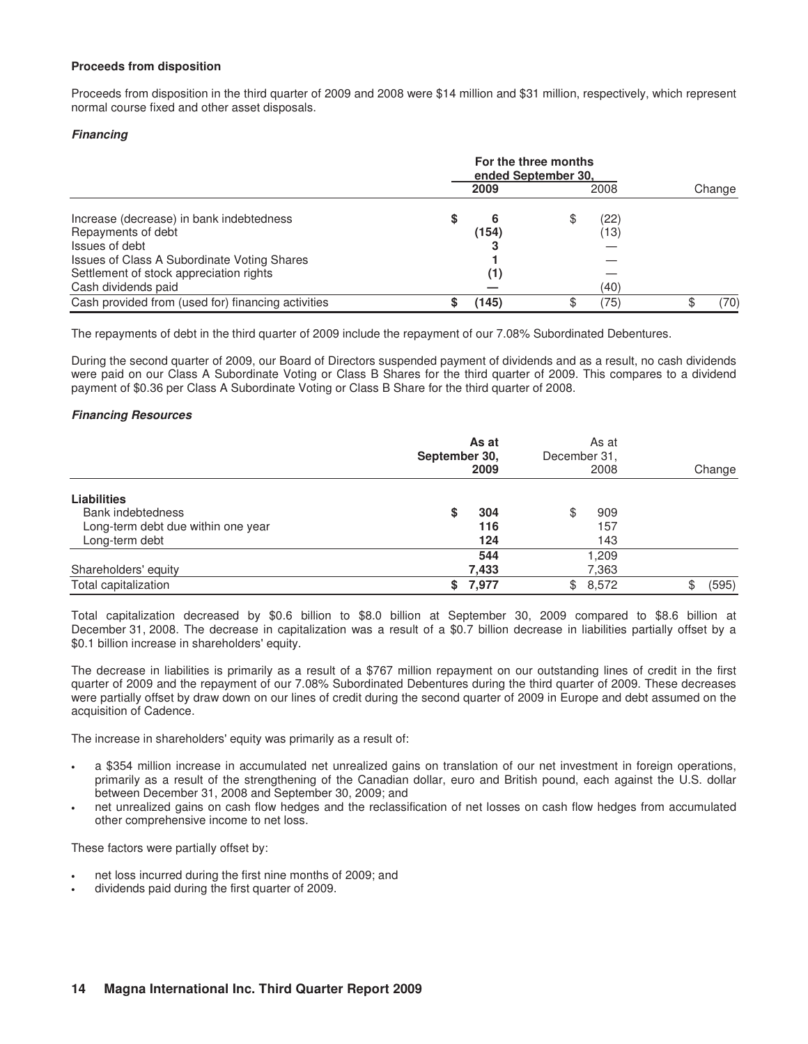**Proceeds from disposition**

Proceeds from disposition in the third quarter of 2009 and 2008 were $14 million and $31 million, respectively, which represent normal course fixed and other asset disposals.

***Financing***

| | For the three months ended September 30, | | |
|---|---|---|---|
| | **2009** | 2008 | Change |
| Increase (decrease) in bank indebtedness | **$ 6** | $ (22) | |
| Repayments of debt | **(154)** | (13) | |
| Issues of debt | **3** | — | |
| Issues of Class A Subordinate Voting Shares | **1** | — | |
| Settlement of stock appreciation rights | **(1)** | — | |
| Cash dividends paid | **—** | (40) | |
| Cash provided from (used for) financing activities | **$ (145)** | $ (75) | $ (70) |

The repayments of debt in the third quarter of 2009 include the repayment of our 7.08% Subordinated Debentures.

During the second quarter of 2009, our Board of Directors suspended payment of dividends and as a result, no cash dividends were paid on our Class A Subordinate Voting or Class B Shares for the third quarter of 2009. This compares to a dividend payment of $0.36 per Class A Subordinate Voting or Class B Share for the third quarter of 2008.

***Financing Resources***

| | **As at September 30, 2009** | As at December 31, 2008 | Change |
|---|---|---|---|
| **Liabilities** | | | |
| Bank indebtedness | **$ 304** | $ 909 | |
| Long-term debt due within one year | **116** | 157 | |
| Long-term debt | **124** | 143 | |
| | **544** | 1,209 | |
| Shareholders' equity | **7,433** | 7,363 | |
| Total capitalization | **$ 7,977** | $ 8,572 | $ (595) |

Total capitalization decreased by $0.6 billion to $8.0 billion at September 30, 2009 compared to $8.6 billion at December 31, 2008. The decrease in capitalization was a result of a $0.7 billion decrease in liabilities partially offset by a $0.1 billion increase in shareholders' equity.

The decrease in liabilities is primarily as a result of a $767 million repayment on our outstanding lines of credit in the first quarter of 2009 and the repayment of our 7.08% Subordinated Debentures during the third quarter of 2009. These decreases were partially offset by draw down on our lines of credit during the second quarter of 2009 in Europe and debt assumed on the acquisition of Cadence.

The increase in shareholders' equity was primarily as a result of:

- a $354 million increase in accumulated net unrealized gains on translation of our net investment in foreign operations, primarily as a result of the strengthening of the Canadian dollar, euro and British pound, each against the U.S. dollar between December 31, 2008 and September 30, 2009; and
- net unrealized gains on cash flow hedges and the reclassification of net losses on cash flow hedges from accumulated other comprehensive income to net loss.

These factors were partially offset by:

- net loss incurred during the first nine months of 2009; and
- dividends paid during the first quarter of 2009.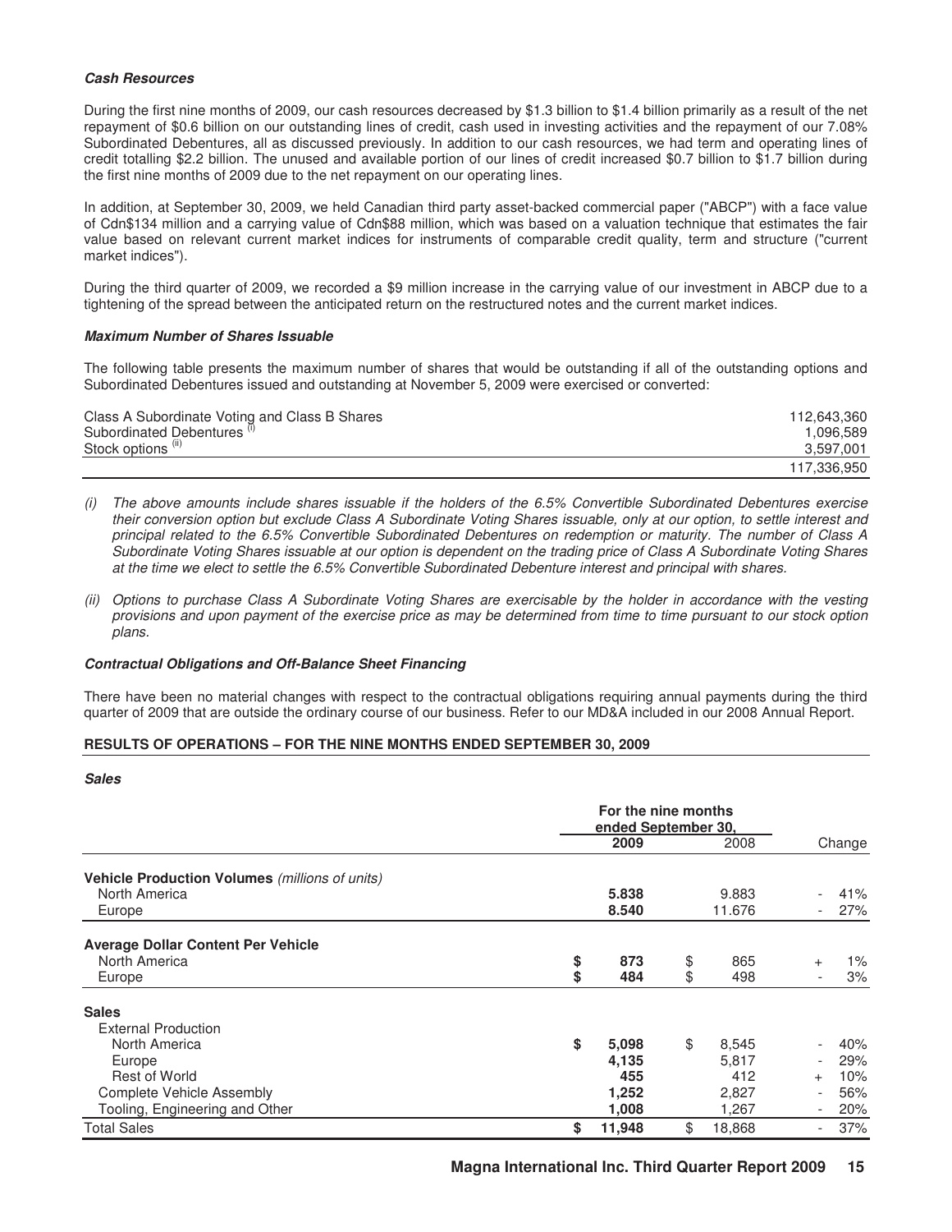***Cash Resources***

During the first nine months of 2009, our cash resources decreased by $1.3 billion to $1.4 billion primarily as a result of the net repayment of $0.6 billion on our outstanding lines of credit, cash used in investing activities and the repayment of our 7.08% Subordinated Debentures, all as discussed previously. In addition to our cash resources, we had term and operating lines of credit totalling $2.2 billion. The unused and available portion of our lines of credit increased $0.7 billion to $1.7 billion during the first nine months of 2009 due to the net repayment on our operating lines.

In addition, at September 30, 2009, we held Canadian third party asset-backed commercial paper ("ABCP") with a face value of Cdn$134 million and a carrying value of Cdn$88 million, which was based on a valuation technique that estimates the fair value based on relevant current market indices for instruments of comparable credit quality, term and structure ("current market indices").

During the third quarter of 2009, we recorded a $9 million increase in the carrying value of our investment in ABCP due to a tightening of the spread between the anticipated return on the restructured notes and the current market indices.

***Maximum Number of Shares Issuable***

The following table presents the maximum number of shares that would be outstanding if all of the outstanding options and Subordinated Debentures issued and outstanding at November 5, 2009 were exercised or converted:

| | |
|---|---:|
| Class A Subordinate Voting and Class B Shares | 112,643,360 |
| Subordinated Debentures (i) | 1,096,589 |
| Stock options (ii) | 3,597,001 |
| | 117,336,950 |

*(i) The above amounts include shares issuable if the holders of the 6.5% Convertible Subordinated Debentures exercise their conversion option but exclude Class A Subordinate Voting Shares issuable, only at our option, to settle interest and principal related to the 6.5% Convertible Subordinated Debentures on redemption or maturity. The number of Class A Subordinate Voting Shares issuable at our option is dependent on the trading price of Class A Subordinate Voting Shares at the time we elect to settle the 6.5% Convertible Subordinated Debenture interest and principal with shares.*

*(ii) Options to purchase Class A Subordinate Voting Shares are exercisable by the holder in accordance with the vesting provisions and upon payment of the exercise price as may be determined from time to time pursuant to our stock option plans.*

***Contractual Obligations and Off-Balance Sheet Financing***

There have been no material changes with respect to the contractual obligations requiring annual payments during the third quarter of 2009 that are outside the ordinary course of our business. Refer to our MD&A included in our 2008 Annual Report.

## RESULTS OF OPERATIONS – FOR THE NINE MONTHS ENDED SEPTEMBER 30, 2009

***Sales***

| | For the nine months ended September 30, 2009 | 2008 | Change |
|---|---:|---:|---:|
| **Vehicle Production Volumes** *(millions of units)* | | | |
| North America | **5.838** | 9.883 | - 41% |
| Europe | **8.540** | 11.676 | - 27% |
| **Average Dollar Content Per Vehicle** | | | |
| North America | **$ 873** | $ 865 | + 1% |
| Europe | **$ 484** | $ 498 | - 3% |
| **Sales** | | | |
| External Production | | | |
| North America | **$ 5,098** | $ 8,545 | - 40% |
| Europe | **4,135** | 5,817 | - 29% |
| Rest of World | **455** | 412 | + 10% |
| Complete Vehicle Assembly | **1,252** | 2,827 | - 56% |
| Tooling, Engineering and Other | **1,008** | 1,267 | - 20% |
| Total Sales | **$ 11,948** | $ 18,868 | - 37% |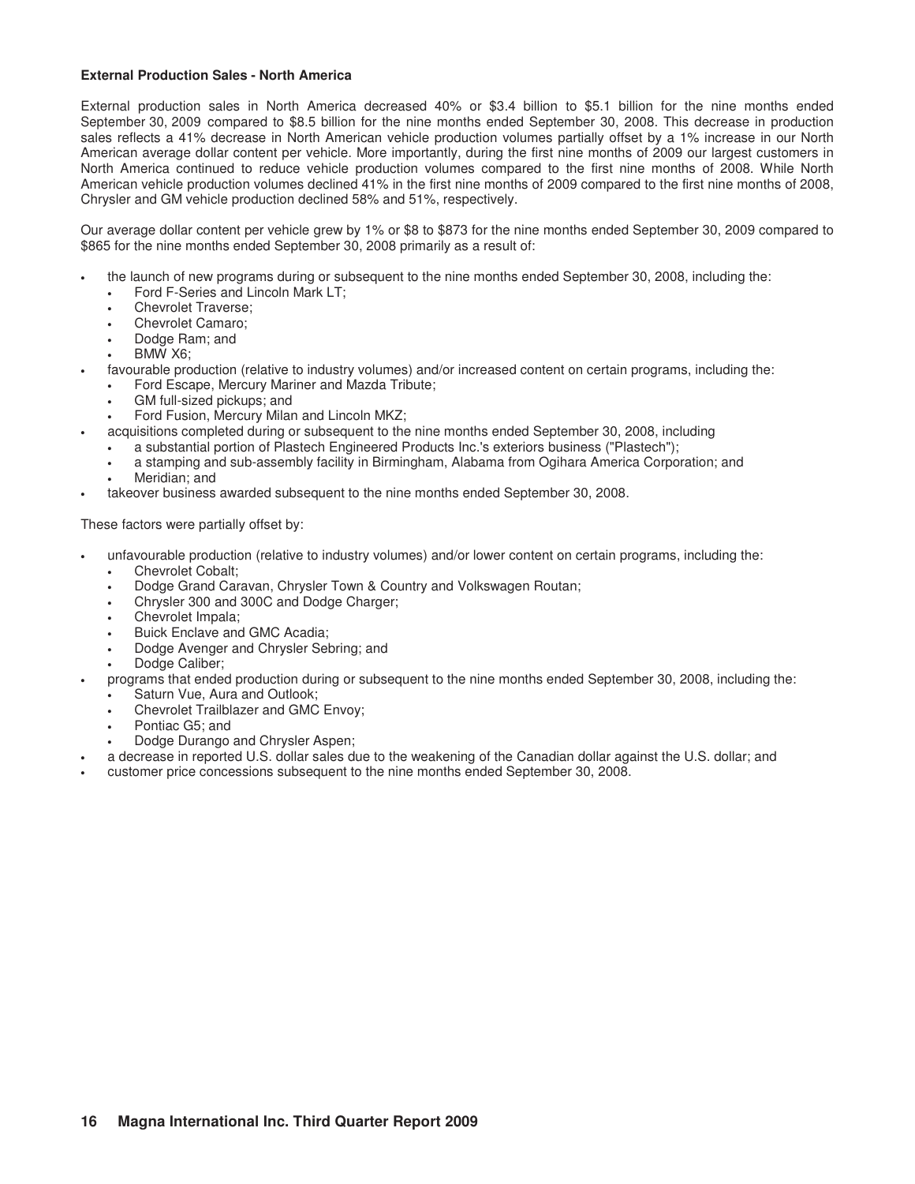**External Production Sales - North America**

External production sales in North America decreased 40% or $3.4 billion to $5.1 billion for the nine months ended September 30, 2009 compared to $8.5 billion for the nine months ended September 30, 2008. This decrease in production sales reflects a 41% decrease in North American vehicle production volumes partially offset by a 1% increase in our North American average dollar content per vehicle. More importantly, during the first nine months of 2009 our largest customers in North America continued to reduce vehicle production volumes compared to the first nine months of 2008. While North American vehicle production volumes declined 41% in the first nine months of 2009 compared to the first nine months of 2008, Chrysler and GM vehicle production declined 58% and 51%, respectively.

Our average dollar content per vehicle grew by 1% or $8 to $873 for the nine months ended September 30, 2009 compared to $865 for the nine months ended September 30, 2008 primarily as a result of:

- the launch of new programs during or subsequent to the nine months ended September 30, 2008, including the:
  - Ford F-Series and Lincoln Mark LT;
  - Chevrolet Traverse;
  - Chevrolet Camaro;
  - Dodge Ram; and
  - BMW X6;
- favourable production (relative to industry volumes) and/or increased content on certain programs, including the:
  - Ford Escape, Mercury Mariner and Mazda Tribute;
  - GM full-sized pickups; and
  - Ford Fusion, Mercury Milan and Lincoln MKZ;
- acquisitions completed during or subsequent to the nine months ended September 30, 2008, including
  - a substantial portion of Plastech Engineered Products Inc.'s exteriors business ("Plastech");
  - a stamping and sub-assembly facility in Birmingham, Alabama from Ogihara America Corporation; and
  - Meridian; and
- takeover business awarded subsequent to the nine months ended September 30, 2008.

These factors were partially offset by:

- unfavourable production (relative to industry volumes) and/or lower content on certain programs, including the:
  - Chevrolet Cobalt;
  - Dodge Grand Caravan, Chrysler Town & Country and Volkswagen Routan;
  - Chrysler 300 and 300C and Dodge Charger;
  - Chevrolet Impala;
  - Buick Enclave and GMC Acadia;
  - Dodge Avenger and Chrysler Sebring; and
  - Dodge Caliber;
- programs that ended production during or subsequent to the nine months ended September 30, 2008, including the:
  - Saturn Vue, Aura and Outlook;
  - Chevrolet Trailblazer and GMC Envoy;
  - Pontiac G5; and
  - Dodge Durango and Chrysler Aspen;
- a decrease in reported U.S. dollar sales due to the weakening of the Canadian dollar against the U.S. dollar; and
- customer price concessions subsequent to the nine months ended September 30, 2008.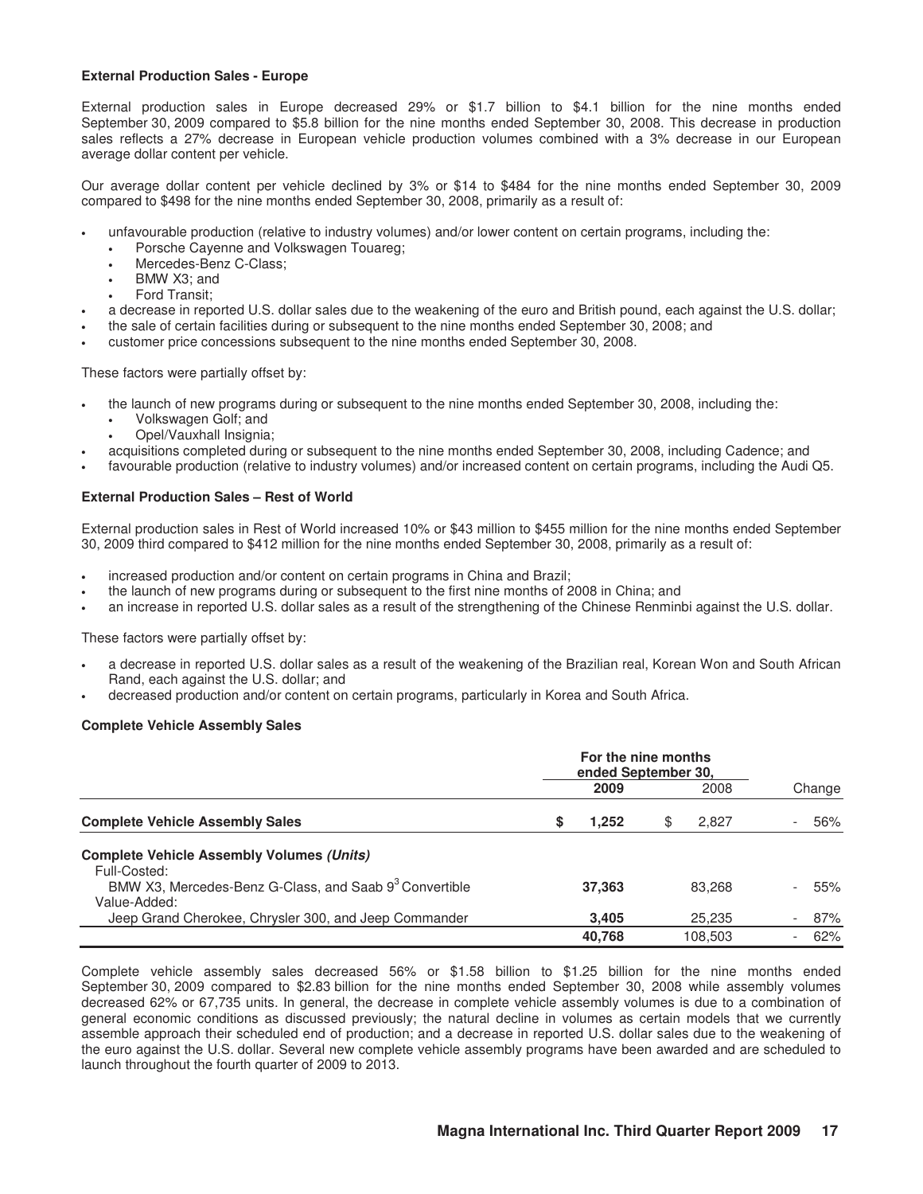**External Production Sales - Europe**

External production sales in Europe decreased 29% or \$1.7 billion to \$4.1 billion for the nine months ended September 30, 2009 compared to \$5.8 billion for the nine months ended September 30, 2008. This decrease in production sales reflects a 27% decrease in European vehicle production volumes combined with a 3% decrease in our European average dollar content per vehicle.

Our average dollar content per vehicle declined by 3% or \$14 to \$484 for the nine months ended September 30, 2009 compared to \$498 for the nine months ended September 30, 2008, primarily as a result of:

- unfavourable production (relative to industry volumes) and/or lower content on certain programs, including the:
  - Porsche Cayenne and Volkswagen Touareg;
  - Mercedes-Benz C-Class;
  - BMW X3; and
  - Ford Transit;
- a decrease in reported U.S. dollar sales due to the weakening of the euro and British pound, each against the U.S. dollar;
- the sale of certain facilities during or subsequent to the nine months ended September 30, 2008; and
- customer price concessions subsequent to the nine months ended September 30, 2008.

These factors were partially offset by:

- the launch of new programs during or subsequent to the nine months ended September 30, 2008, including the:
  - Volkswagen Golf; and
  - Opel/Vauxhall Insignia;
- acquisitions completed during or subsequent to the nine months ended September 30, 2008, including Cadence; and
- favourable production (relative to industry volumes) and/or increased content on certain programs, including the Audi Q5.

**External Production Sales – Rest of World**

External production sales in Rest of World increased 10% or \$43 million to \$455 million for the nine months ended September 30, 2009 third compared to \$412 million for the nine months ended September 30, 2008, primarily as a result of:

- increased production and/or content on certain programs in China and Brazil;
- the launch of new programs during or subsequent to the first nine months of 2008 in China; and
- an increase in reported U.S. dollar sales as a result of the strengthening of the Chinese Renminbi against the U.S. dollar.

These factors were partially offset by:

- a decrease in reported U.S. dollar sales as a result of the weakening of the Brazilian real, Korean Won and South African Rand, each against the U.S. dollar; and
- decreased production and/or content on certain programs, particularly in Korea and South Africa.

**Complete Vehicle Assembly Sales**

| | For the nine months ended September 30, | | |
|---|---|---|---|
| | **2009** | 2008 | Change |
| **Complete Vehicle Assembly Sales** | **\$ 1,252** | \$ 2,827 | - 56% |
| **Complete Vehicle Assembly Volumes *(Units)*** | | | |
| Full-Costed: | | | |
| BMW X3, Mercedes-Benz G-Class, and Saab 9[3] Convertible | **37,363** | 83,268 | - 55% |
| Value-Added: | | | |
| Jeep Grand Cherokee, Chrysler 300, and Jeep Commander | **3,405** | 25,235 | - 87% |
| | **40,768** | 108,503 | - 62% |

Complete vehicle assembly sales decreased 56% or \$1.58 billion to \$1.25 billion for the nine months ended September 30, 2009 compared to \$2.83 billion for the nine months ended September 30, 2008 while assembly volumes decreased 62% or 67,735 units. In general, the decrease in complete vehicle assembly volumes is due to a combination of general economic conditions as discussed previously; the natural decline in volumes as certain models that we currently assemble approach their scheduled end of production; and a decrease in reported U.S. dollar sales due to the weakening of the euro against the U.S. dollar. Several new complete vehicle assembly programs have been awarded and are scheduled to launch throughout the fourth quarter of 2009 to 2013.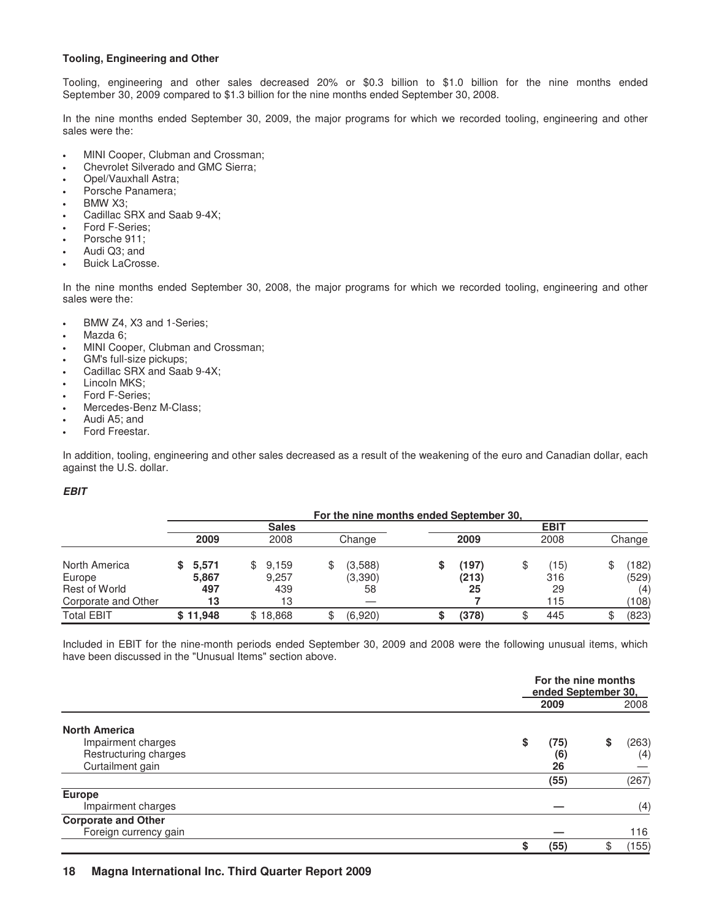**Tooling, Engineering and Other**

Tooling, engineering and other sales decreased 20% or \$0.3 billion to \$1.0 billion for the nine months ended September 30, 2009 compared to \$1.3 billion for the nine months ended September 30, 2008.

In the nine months ended September 30, 2009, the major programs for which we recorded tooling, engineering and other sales were the:

- MINI Cooper, Clubman and Crossman;
- Chevrolet Silverado and GMC Sierra;
- Opel/Vauxhall Astra;
- Porsche Panamera;
- BMW X3;
- Cadillac SRX and Saab 9-4X;
- Ford F-Series;
- Porsche 911;
- Audi Q3; and
- Buick LaCrosse.

In the nine months ended September 30, 2008, the major programs for which we recorded tooling, engineering and other sales were the:

- BMW Z4, X3 and 1-Series;
- Mazda 6;
- MINI Cooper, Clubman and Crossman;
- GM's full-size pickups;
- Cadillac SRX and Saab 9-4X;
- Lincoln MKS;
- Ford F-Series;
- Mercedes-Benz M-Class;
- Audi A5; and
- Ford Freestar.

In addition, tooling, engineering and other sales decreased as a result of the weakening of the euro and Canadian dollar, each against the U.S. dollar.

***EBIT***

| | For the nine months ended September 30, | | | | | |
|---|---|---|---|---|---|---|
| | Sales | | | EBIT | | |
| | **2009** | 2008 | Change | **2009** | 2008 | Change |
| North America | **\$ 5,571** | \$ 9,159 | \$ (3,588) | **\$ (197)** | \$ (15) | \$ (182) |
| Europe | **5,867** | 9,257 | (3,390) | **(213)** | 316 | (529) |
| Rest of World | **497** | 439 | 58 | **25** | 29 | (4) |
| Corporate and Other | **13** | 13 | — | **7** | 115 | (108) |
| Total EBIT | **\$ 11,948** | \$ 18,868 | \$ (6,920) | **\$ (378)** | \$ 445 | \$ (823) |

Included in EBIT for the nine-month periods ended September 30, 2009 and 2008 were the following unusual items, which have been discussed in the "Unusual Items" section above.

| | For the nine months ended September 30, | |
|---|---|---|
| | **2009** | 2008 |
| **North America** | | |
| Impairment charges | **\$ (75)** | \$ (263) |
| Restructuring charges | **(6)** | (4) |
| Curtailment gain | **26** | — |
| | **(55)** | (267) |
| **Europe** | | |
| Impairment charges | **—** | (4) |
| **Corporate and Other** | | |
| Foreign currency gain | **—** | 116 |
| | **\$ (55)** | \$ (155) |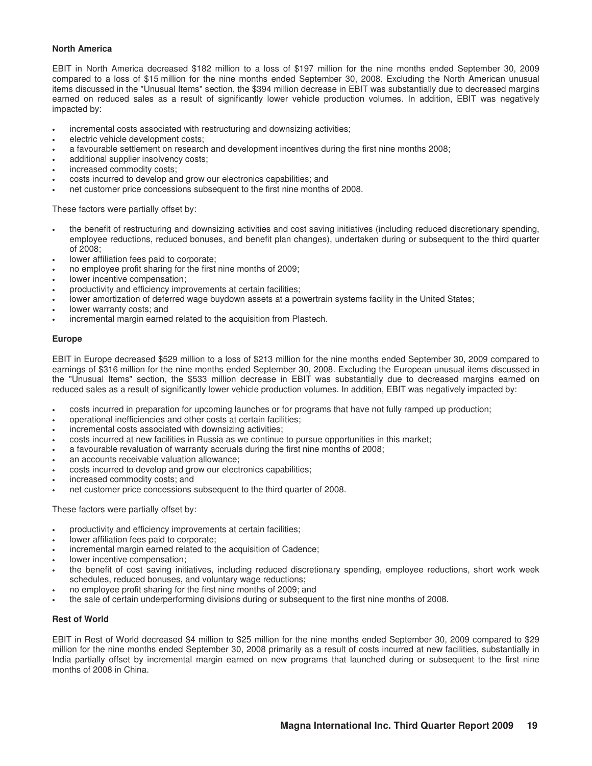**North America**

EBIT in North America decreased $182 million to a loss of $197 million for the nine months ended September 30, 2009 compared to a loss of $15 million for the nine months ended September 30, 2008. Excluding the North American unusual items discussed in the "Unusual Items" section, the $394 million decrease in EBIT was substantially due to decreased margins earned on reduced sales as a result of significantly lower vehicle production volumes. In addition, EBIT was negatively impacted by:

- incremental costs associated with restructuring and downsizing activities;
- electric vehicle development costs;
- a favourable settlement on research and development incentives during the first nine months 2008;
- additional supplier insolvency costs;
- increased commodity costs;
- costs incurred to develop and grow our electronics capabilities; and
- net customer price concessions subsequent to the first nine months of 2008.

These factors were partially offset by:

- the benefit of restructuring and downsizing activities and cost saving initiatives (including reduced discretionary spending, employee reductions, reduced bonuses, and benefit plan changes), undertaken during or subsequent to the third quarter of 2008;
- lower affiliation fees paid to corporate;
- no employee profit sharing for the first nine months of 2009;
- lower incentive compensation;
- productivity and efficiency improvements at certain facilities;
- lower amortization of deferred wage buydown assets at a powertrain systems facility in the United States;
- lower warranty costs; and
- incremental margin earned related to the acquisition from Plastech.

**Europe**

EBIT in Europe decreased $529 million to a loss of $213 million for the nine months ended September 30, 2009 compared to earnings of $316 million for the nine months ended September 30, 2008. Excluding the European unusual items discussed in the "Unusual Items" section, the $533 million decrease in EBIT was substantially due to decreased margins earned on reduced sales as a result of significantly lower vehicle production volumes. In addition, EBIT was negatively impacted by:

- costs incurred in preparation for upcoming launches or for programs that have not fully ramped up production;
- operational inefficiencies and other costs at certain facilities;
- incremental costs associated with downsizing activities;
- costs incurred at new facilities in Russia as we continue to pursue opportunities in this market;
- a favourable revaluation of warranty accruals during the first nine months of 2008;
- an accounts receivable valuation allowance;
- costs incurred to develop and grow our electronics capabilities;
- increased commodity costs; and
- net customer price concessions subsequent to the third quarter of 2008.

These factors were partially offset by:

- productivity and efficiency improvements at certain facilities;
- lower affiliation fees paid to corporate;
- incremental margin earned related to the acquisition of Cadence;
- lower incentive compensation;
- the benefit of cost saving initiatives, including reduced discretionary spending, employee reductions, short work week schedules, reduced bonuses, and voluntary wage reductions;
- no employee profit sharing for the first nine months of 2009; and
- the sale of certain underperforming divisions during or subsequent to the first nine months of 2008.

**Rest of World**

EBIT in Rest of World decreased $4 million to $25 million for the nine months ended September 30, 2009 compared to $29 million for the nine months ended September 30, 2008 primarily as a result of costs incurred at new facilities, substantially in India partially offset by incremental margin earned on new programs that launched during or subsequent to the first nine months of 2008 in China.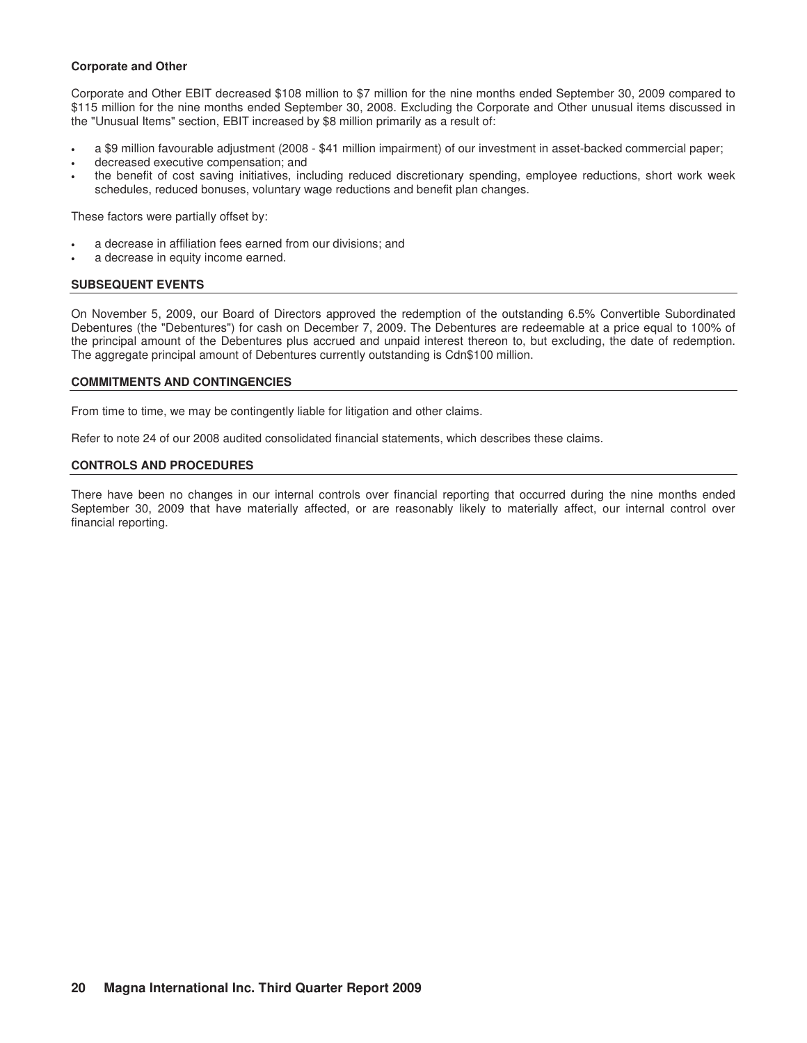### Corporate and Other

Corporate and Other EBIT decreased $108 million to $7 million for the nine months ended September 30, 2009 compared to $115 million for the nine months ended September 30, 2008. Excluding the Corporate and Other unusual items discussed in the "Unusual Items" section, EBIT increased by $8 million primarily as a result of:

- a $9 million favourable adjustment (2008 - $41 million impairment) of our investment in asset-backed commercial paper;
- decreased executive compensation; and
- the benefit of cost saving initiatives, including reduced discretionary spending, employee reductions, short work week schedules, reduced bonuses, voluntary wage reductions and benefit plan changes.

These factors were partially offset by:

- a decrease in affiliation fees earned from our divisions; and
- a decrease in equity income earned.

## SUBSEQUENT EVENTS

On November 5, 2009, our Board of Directors approved the redemption of the outstanding 6.5% Convertible Subordinated Debentures (the "Debentures") for cash on December 7, 2009. The Debentures are redeemable at a price equal to 100% of the principal amount of the Debentures plus accrued and unpaid interest thereon to, but excluding, the date of redemption. The aggregate principal amount of Debentures currently outstanding is Cdn$100 million.

## COMMITMENTS AND CONTINGENCIES

From time to time, we may be contingently liable for litigation and other claims.

Refer to note 24 of our 2008 audited consolidated financial statements, which describes these claims.

## CONTROLS AND PROCEDURES

There have been no changes in our internal controls over financial reporting that occurred during the nine months ended September 30, 2009 that have materially affected, or are reasonably likely to materially affect, our internal control over financial reporting.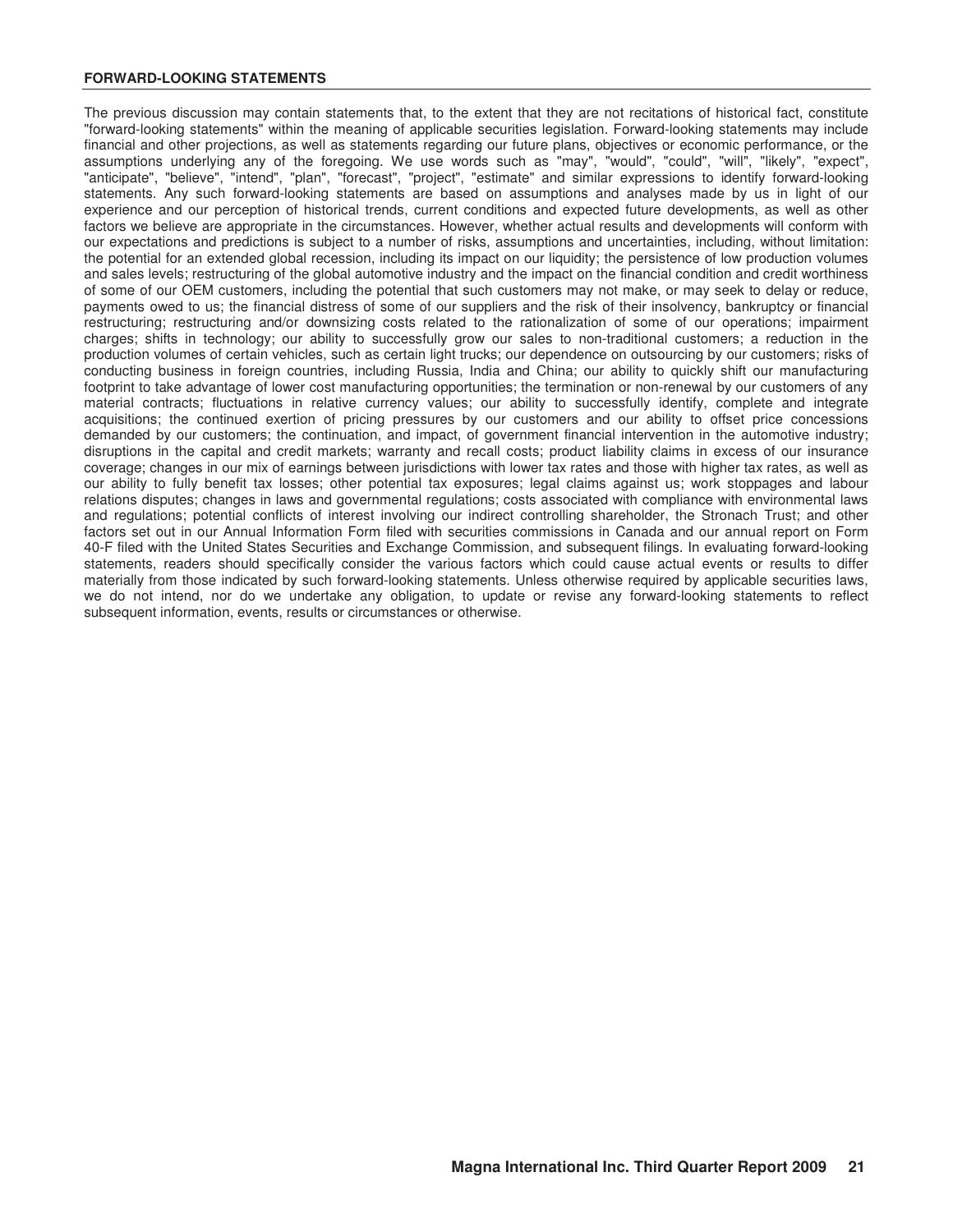## FORWARD-LOOKING STATEMENTS

The previous discussion may contain statements that, to the extent that they are not recitations of historical fact, constitute "forward-looking statements" within the meaning of applicable securities legislation. Forward-looking statements may include financial and other projections, as well as statements regarding our future plans, objectives or economic performance, or the assumptions underlying any of the foregoing. We use words such as "may", "would", "could", "will", "likely", "expect", "anticipate", "believe", "intend", "plan", "forecast", "project", "estimate" and similar expressions to identify forward-looking statements. Any such forward-looking statements are based on assumptions and analyses made by us in light of our experience and our perception of historical trends, current conditions and expected future developments, as well as other factors we believe are appropriate in the circumstances. However, whether actual results and developments will conform with our expectations and predictions is subject to a number of risks, assumptions and uncertainties, including, without limitation: the potential for an extended global recession, including its impact on our liquidity; the persistence of low production volumes and sales levels; restructuring of the global automotive industry and the impact on the financial condition and credit worthiness of some of our OEM customers, including the potential that such customers may not make, or may seek to delay or reduce, payments owed to us; the financial distress of some of our suppliers and the risk of their insolvency, bankruptcy or financial restructuring; restructuring and/or downsizing costs related to the rationalization of some of our operations; impairment charges; shifts in technology; our ability to successfully grow our sales to non-traditional customers; a reduction in the production volumes of certain vehicles, such as certain light trucks; our dependence on outsourcing by our customers; risks of conducting business in foreign countries, including Russia, India and China; our ability to quickly shift our manufacturing footprint to take advantage of lower cost manufacturing opportunities; the termination or non-renewal by our customers of any material contracts; fluctuations in relative currency values; our ability to successfully identify, complete and integrate acquisitions; the continued exertion of pricing pressures by our customers and our ability to offset price concessions demanded by our customers; the continuation, and impact, of government financial intervention in the automotive industry; disruptions in the capital and credit markets; warranty and recall costs; product liability claims in excess of our insurance coverage; changes in our mix of earnings between jurisdictions with lower tax rates and those with higher tax rates, as well as our ability to fully benefit tax losses; other potential tax exposures; legal claims against us; work stoppages and labour relations disputes; changes in laws and governmental regulations; costs associated with compliance with environmental laws and regulations; potential conflicts of interest involving our indirect controlling shareholder, the Stronach Trust; and other factors set out in our Annual Information Form filed with securities commissions in Canada and our annual report on Form 40-F filed with the United States Securities and Exchange Commission, and subsequent filings. In evaluating forward-looking statements, readers should specifically consider the various factors which could cause actual events or results to differ materially from those indicated by such forward-looking statements. Unless otherwise required by applicable securities laws, we do not intend, nor do we undertake any obligation, to update or revise any forward-looking statements to reflect subsequent information, events, results or circumstances or otherwise.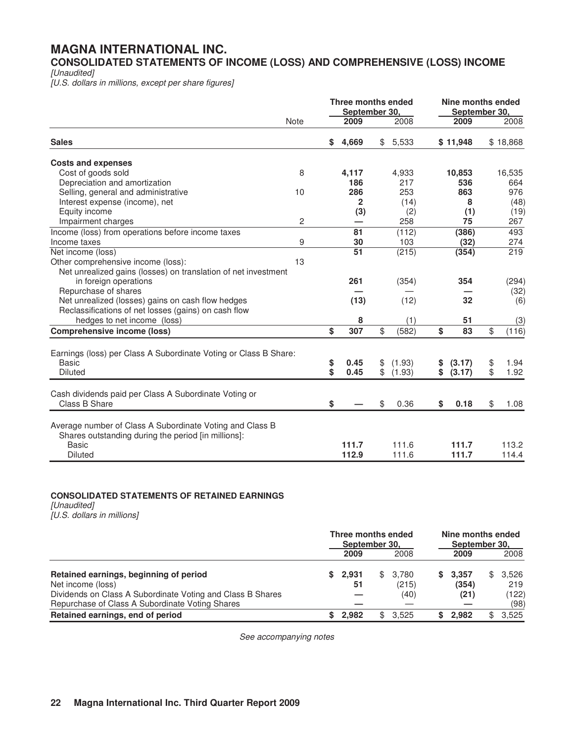# MAGNA INTERNATIONAL INC.

## CONSOLIDATED STATEMENTS OF INCOME (LOSS) AND COMPREHENSIVE (LOSS) INCOME

*[Unaudited]*

*[U.S. dollars in millions, except per share figures]*

| | Note | Three months ended September 30, | | Nine months ended September 30, | |
|---|---|---|---|---|---|
| | | **2009** | 2008 | **2009** | 2008 |
| **Sales** | | **$ 4,669** | $ 5,533 | **$ 11,948** | $ 18,868 |
| **Costs and expenses** | | | | | |
| Cost of goods sold | 8 | **4,117** | 4,933 | **10,853** | 16,535 |
| Depreciation and amortization | | **186** | 217 | **536** | 664 |
| Selling, general and administrative | 10 | **286** | 253 | **863** | 976 |
| Interest expense (income), net | | **2** | (14) | **8** | (48) |
| Equity income | | **(3)** | (2) | **(1)** | (19) |
| Impairment charges | 2 | **—** | 258 | **75** | 267 |
| Income (loss) from operations before income taxes | | **81** | (112) | **(386)** | 493 |
| Income taxes | 9 | **30** | 103 | **(32)** | 274 |
| Net income (loss) | | **51** | (215) | **(354)** | 219 |
| Other comprehensive income (loss): | 13 | | | | |
| Net unrealized gains (losses) on translation of net investment in foreign operations | | **261** | (354) | **354** | (294) |
| Repurchase of shares | | **—** | — | **—** | (32) |
| Net unrealized (losses) gains on cash flow hedges | | **(13)** | (12) | **32** | (6) |
| Reclassifications of net losses (gains) on cash flow hedges to net income (loss) | | **8** | (1) | **51** | (3) |
| **Comprehensive income (loss)** | | **$ 307** | $ (582) | **$ 83** | $ (116) |
| Earnings (loss) per Class A Subordinate Voting or Class B Share: | | | | | |
| Basic | | **$ 0.45** | $ (1.93) | **$ (3.17)** | $ 1.94 |
| Diluted | | **$ 0.45** | $ (1.93) | **$ (3.17)** | $ 1.92 |
| Cash dividends paid per Class A Subordinate Voting or Class B Share | | **$ —** | $ 0.36 | **$ 0.18** | $ 1.08 |
| Average number of Class A Subordinate Voting and Class B Shares outstanding during the period [in millions]: | | | | | |
| Basic | | **111.7** | 111.6 | **111.7** | 113.2 |
| Diluted | | **112.9** | 111.6 | **111.7** | 114.4 |

## CONSOLIDATED STATEMENTS OF RETAINED EARNINGS

*[Unaudited]*

*[U.S. dollars in millions]*

| | Three months ended September 30, | | Nine months ended September 30, | |
|---|---|---|---|---|
| | **2009** | 2008 | **2009** | 2008 |
| **Retained earnings, beginning of period** | **$ 2,931** | $ 3,780 | **$ 3,357** | $ 3,526 |
| Net income (loss) | **51** | (215) | **(354)** | 219 |
| Dividends on Class A Subordinate Voting and Class B Shares | **—** | (40) | **(21)** | (122) |
| Repurchase of Class A Subordinate Voting Shares | **—** | — | **—** | (98) |
| **Retained earnings, end of period** | **$ 2,982** | $ 3,525 | **$ 2,982** | $ 3,525 |

*See accompanying notes*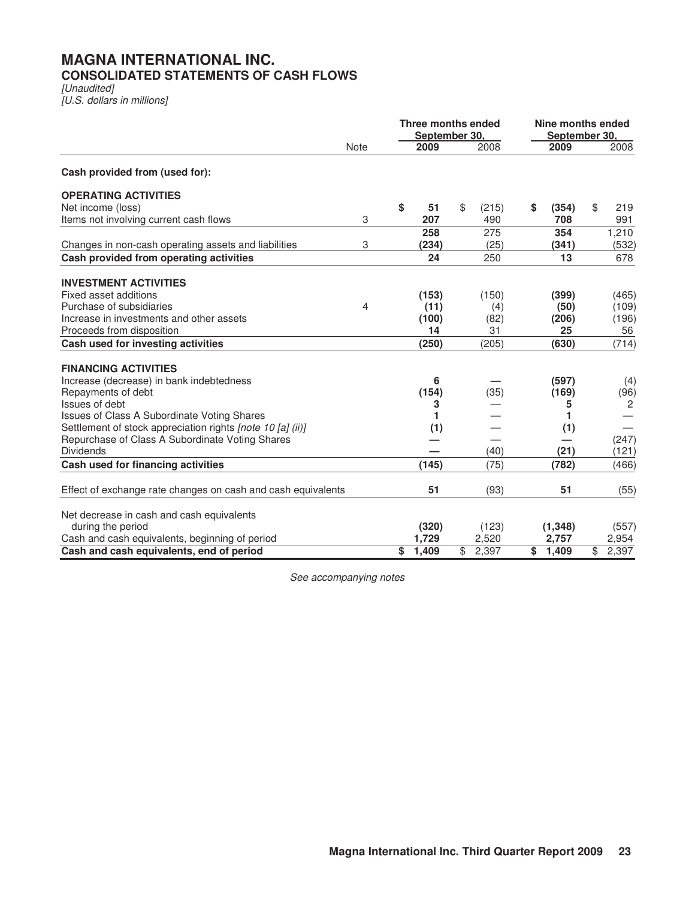# MAGNA INTERNATIONAL INC.

## CONSOLIDATED STATEMENTS OF CASH FLOWS

*[Unaudited]*
*[U.S. dollars in millions]*

| | Note | Three months ended September 30, | | Nine months ended September 30, | |
|---|---|---|---|---|---|
| | | **2009** | 2008 | **2009** | 2008 |
| **Cash provided from (used for):** | | | | | |
| **OPERATING ACTIVITIES** | | | | | |
| Net income (loss) | | **$ 51** | $ (215) | **$ (354)** | $ 219 |
| Items not involving current cash flows | 3 | **207** | 490 | **708** | 991 |
| | | **258** | 275 | **354** | 1,210 |
| Changes in non-cash operating assets and liabilities | 3 | **(234)** | (25) | **(341)** | (532) |
| **Cash provided from operating activities** | | **24** | 250 | **13** | 678 |
| **INVESTMENT ACTIVITIES** | | | | | |
| Fixed asset additions | | **(153)** | (150) | **(399)** | (465) |
| Purchase of subsidiaries | 4 | **(11)** | (4) | **(50)** | (109) |
| Increase in investments and other assets | | **(100)** | (82) | **(206)** | (196) |
| Proceeds from disposition | | **14** | 31 | **25** | 56 |
| **Cash used for investing activities** | | **(250)** | (205) | **(630)** | (714) |
| **FINANCING ACTIVITIES** | | | | | |
| Increase (decrease) in bank indebtedness | | **6** | — | **(597)** | (4) |
| Repayments of debt | | **(154)** | (35) | **(169)** | (96) |
| Issues of debt | | **3** | — | **5** | 2 |
| Issues of Class A Subordinate Voting Shares | | **1** | — | **1** | — |
| Settlement of stock appreciation rights *[note 10 [a] (ii)]* | | **(1)** | — | **(1)** | — |
| Repurchase of Class A Subordinate Voting Shares | | **—** | — | **—** | (247) |
| Dividends | | **—** | (40) | **(21)** | (121) |
| **Cash used for financing activities** | | **(145)** | (75) | **(782)** | (466) |
| Effect of exchange rate changes on cash and cash equivalents | | **51** | (93) | **51** | (55) |
| Net decrease in cash and cash equivalents during the period | | **(320)** | (123) | **(1,348)** | (557) |
| Cash and cash equivalents, beginning of period | | **1,729** | 2,520 | **2,757** | 2,954 |
| **Cash and cash equivalents, end of period** | | **$ 1,409** | $ 2,397 | **$ 1,409** | $ 2,397 |

*See accompanying notes*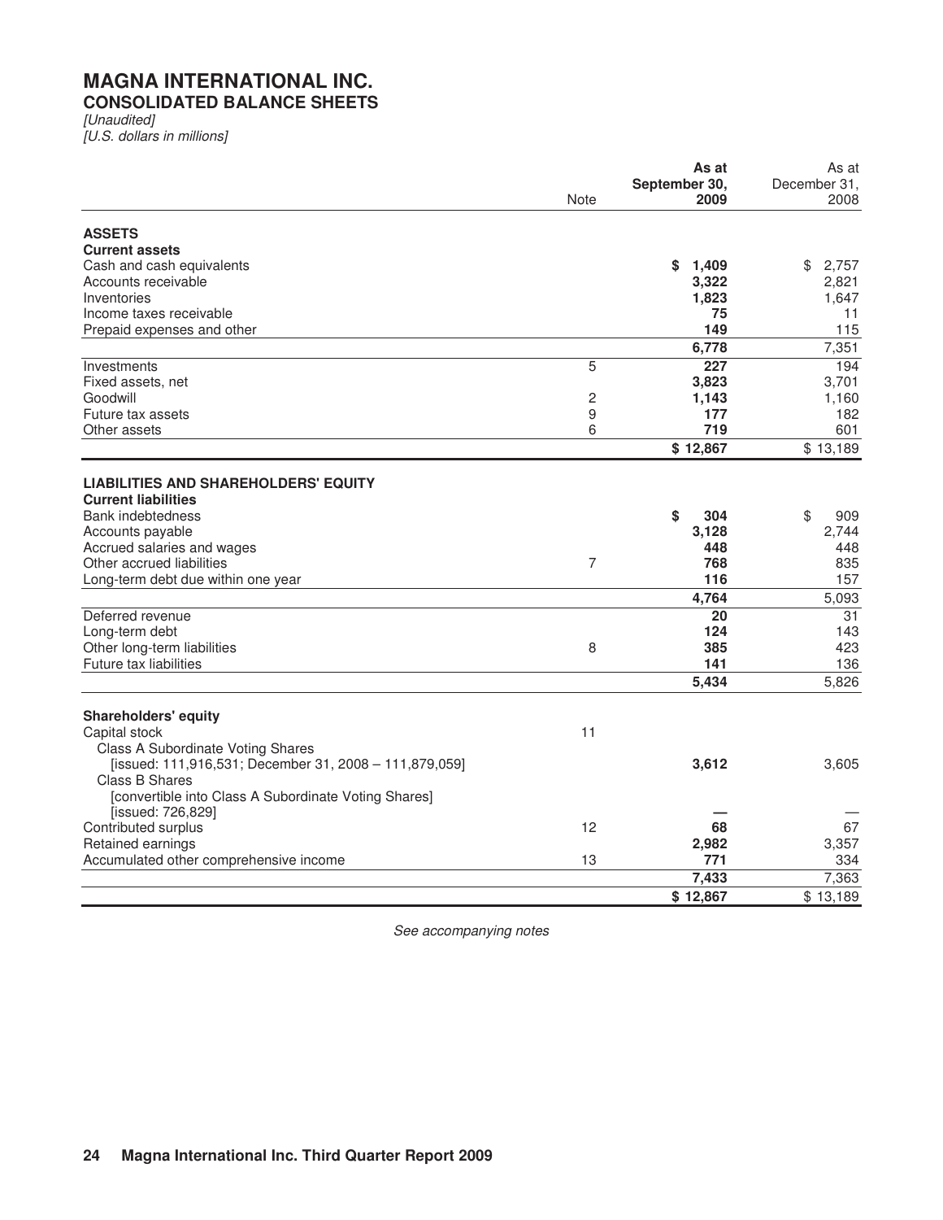# MAGNA INTERNATIONAL INC.
## CONSOLIDATED BALANCE SHEETS

*[Unaudited]*
*[U.S. dollars in millions]*

| | Note | **As at September 30, 2009** | As at December 31, 2008 |
|---|---|---|---|
| **ASSETS** | | | |
| **Current assets** | | | |
| Cash and cash equivalents | | **$ 1,409** | $ 2,757 |
| Accounts receivable | | **3,322** | 2,821 |
| Inventories | | **1,823** | 1,647 |
| Income taxes receivable | | **75** | 11 |
| Prepaid expenses and other | | **149** | 115 |
| | | **6,778** | 7,351 |
| Investments | 5 | **227** | 194 |
| Fixed assets, net | | **3,823** | 3,701 |
| Goodwill | 2 | **1,143** | 1,160 |
| Future tax assets | 9 | **177** | 182 |
| Other assets | 6 | **719** | 601 |
| | | **$ 12,867** | $ 13,189 |
| **LIABILITIES AND SHAREHOLDERS' EQUITY** | | | |
| **Current liabilities** | | | |
| Bank indebtedness | | **$ 304** | $ 909 |
| Accounts payable | | **3,128** | 2,744 |
| Accrued salaries and wages | | **448** | 448 |
| Other accrued liabilities | 7 | **768** | 835 |
| Long-term debt due within one year | | **116** | 157 |
| | | **4,764** | 5,093 |
| Deferred revenue | | **20** | 31 |
| Long-term debt | | **124** | 143 |
| Other long-term liabilities | 8 | **385** | 423 |
| Future tax liabilities | | **141** | 136 |
| | | **5,434** | 5,826 |
| **Shareholders' equity** | | | |
| Capital stock | 11 | | |
| Class A Subordinate Voting Shares [issued: 111,916,531; December 31, 2008 – 111,879,059] | | **3,612** | 3,605 |
| Class B Shares [convertible into Class A Subordinate Voting Shares] [issued: 726,829] | | **—** | — |
| Contributed surplus | 12 | **68** | 67 |
| Retained earnings | | **2,982** | 3,357 |
| Accumulated other comprehensive income | 13 | **771** | 334 |
| | | **7,433** | 7,363 |
| | | **$ 12,867** | $ 13,189 |

*See accompanying notes*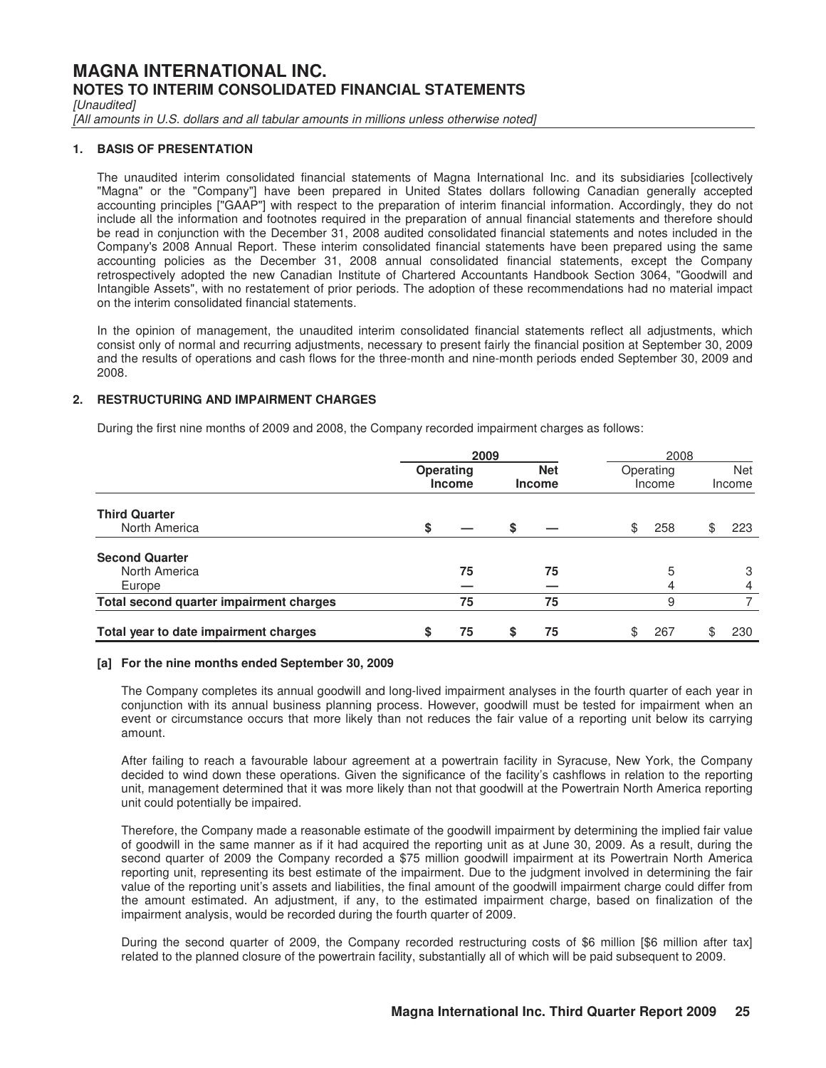# MAGNA INTERNATIONAL INC.
## NOTES TO INTERIM CONSOLIDATED FINANCIAL STATEMENTS

*[Unaudited]*

*[All amounts in U.S. dollars and all tabular amounts in millions unless otherwise noted]*

### 1. BASIS OF PRESENTATION

The unaudited interim consolidated financial statements of Magna International Inc. and its subsidiaries [collectively "Magna" or the "Company"] have been prepared in United States dollars following Canadian generally accepted accounting principles ["GAAP"] with respect to the preparation of interim financial information. Accordingly, they do not include all the information and footnotes required in the preparation of annual financial statements and therefore should be read in conjunction with the December 31, 2008 audited consolidated financial statements and notes included in the Company's 2008 Annual Report. These interim consolidated financial statements have been prepared using the same accounting policies as the December 31, 2008 annual consolidated financial statements, except the Company retrospectively adopted the new Canadian Institute of Chartered Accountants Handbook Section 3064, "Goodwill and Intangible Assets", with no restatement of prior periods. The adoption of these recommendations had no material impact on the interim consolidated financial statements.

In the opinion of management, the unaudited interim consolidated financial statements reflect all adjustments, which consist only of normal and recurring adjustments, necessary to present fairly the financial position at September 30, 2009 and the results of operations and cash flows for the three-month and nine-month periods ended September 30, 2009 and 2008.

### 2. RESTRUCTURING AND IMPAIRMENT CHARGES

During the first nine months of 2009 and 2008, the Company recorded impairment charges as follows:

| | 2009 | | 2008 | |
|---|---|---|---|---|
| | **Operating Income** | **Net Income** | Operating Income | Net Income |
| **Third Quarter** | | | | |
| North America | $ — | $ — | $ 258 | $ 223 |
| **Second Quarter** | | | | |
| North America | 75 | 75 | 5 | 3 |
| Europe | — | — | 4 | 4 |
| **Total second quarter impairment charges** | 75 | 75 | 9 | 7 |
| **Total year to date impairment charges** | $ 75 | $ 75 | $ 267 | $ 230 |

#### [a] For the nine months ended September 30, 2009

The Company completes its annual goodwill and long-lived impairment analyses in the fourth quarter of each year in conjunction with its annual business planning process. However, goodwill must be tested for impairment when an event or circumstance occurs that more likely than not reduces the fair value of a reporting unit below its carrying amount.

After failing to reach a favourable labour agreement at a powertrain facility in Syracuse, New York, the Company decided to wind down these operations. Given the significance of the facility's cashflows in relation to the reporting unit, management determined that it was more likely than not that goodwill at the Powertrain North America reporting unit could potentially be impaired.

Therefore, the Company made a reasonable estimate of the goodwill impairment by determining the implied fair value of goodwill in the same manner as if it had acquired the reporting unit as at June 30, 2009. As a result, during the second quarter of 2009 the Company recorded a $75 million goodwill impairment at its Powertrain North America reporting unit, representing its best estimate of the impairment. Due to the judgment involved in determining the fair value of the reporting unit's assets and liabilities, the final amount of the goodwill impairment charge could differ from the amount estimated. An adjustment, if any, to the estimated impairment charge, based on finalization of the impairment analysis, would be recorded during the fourth quarter of 2009.

During the second quarter of 2009, the Company recorded restructuring costs of $6 million [$6 million after tax] related to the planned closure of the powertrain facility, substantially all of which will be paid subsequent to 2009.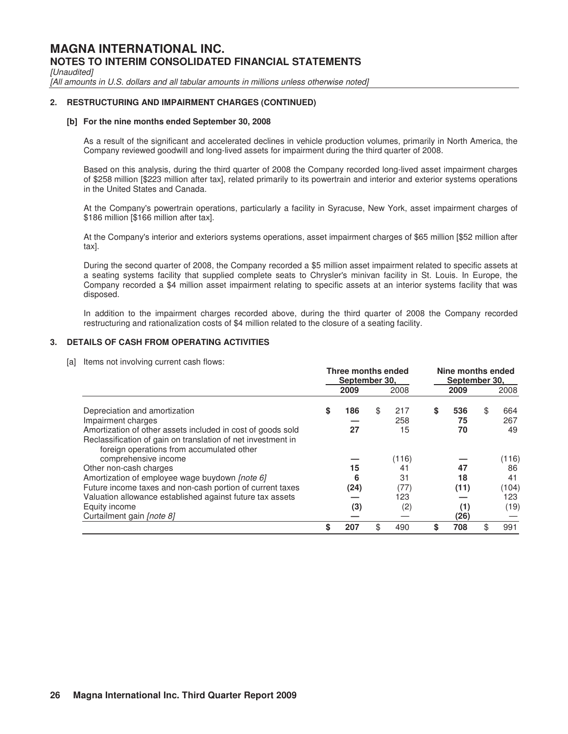# MAGNA INTERNATIONAL INC.

## NOTES TO INTERIM CONSOLIDATED FINANCIAL STATEMENTS

*[Unaudited]*

*[All amounts in U.S. dollars and all tabular amounts in millions unless otherwise noted]*

### 2. RESTRUCTURING AND IMPAIRMENT CHARGES (CONTINUED)

#### [b] For the nine months ended September 30, 2008

As a result of the significant and accelerated declines in vehicle production volumes, primarily in North America, the Company reviewed goodwill and long-lived assets for impairment during the third quarter of 2008.

Based on this analysis, during the third quarter of 2008 the Company recorded long-lived asset impairment charges of $258 million [$223 million after tax], related primarily to its powertrain and interior and exterior systems operations in the United States and Canada.

At the Company's powertrain operations, particularly a facility in Syracuse, New York, asset impairment charges of $186 million [$166 million after tax].

At the Company's interior and exteriors systems operations, asset impairment charges of $65 million [$52 million after tax].

During the second quarter of 2008, the Company recorded a $5 million asset impairment related to specific assets at a seating systems facility that supplied complete seats to Chrysler's minivan facility in St. Louis. In Europe, the Company recorded a $4 million asset impairment relating to specific assets at an interior systems facility that was disposed.

In addition to the impairment charges recorded above, during the third quarter of 2008 the Company recorded restructuring and rationalization costs of $4 million related to the closure of a seating facility.

### 3. DETAILS OF CASH FROM OPERATING ACTIVITIES

[a] Items not involving current cash flows:

| | Three months ended September 30, | | Nine months ended September 30, | |
|---|---|---|---|---|
| | **2009** | 2008 | **2009** | 2008 |
| Depreciation and amortization | **$ 186** | $ 217 | **$ 536** | $ 664 |
| Impairment charges | **—** | 258 | **75** | 267 |
| Amortization of other assets included in cost of goods sold | **27** | 15 | **70** | 49 |
| Reclassification of gain on translation of net investment in foreign operations from accumulated other comprehensive income | **—** | (116) | **—** | (116) |
| Other non-cash charges | **15** | 41 | **47** | 86 |
| Amortization of employee wage buydown *[note 6]* | **6** | 31 | **18** | 41 |
| Future income taxes and non-cash portion of current taxes | **(24)** | (77) | **(11)** | (104) |
| Valuation allowance established against future tax assets | **—** | 123 | **—** | 123 |
| Equity income | **(3)** | (2) | **(1)** | (19) |
| Curtailment gain *[note 8]* | **—** | — | **(26)** | — |
| | **$ 207** | $ 490 | **$ 708** | $ 991 |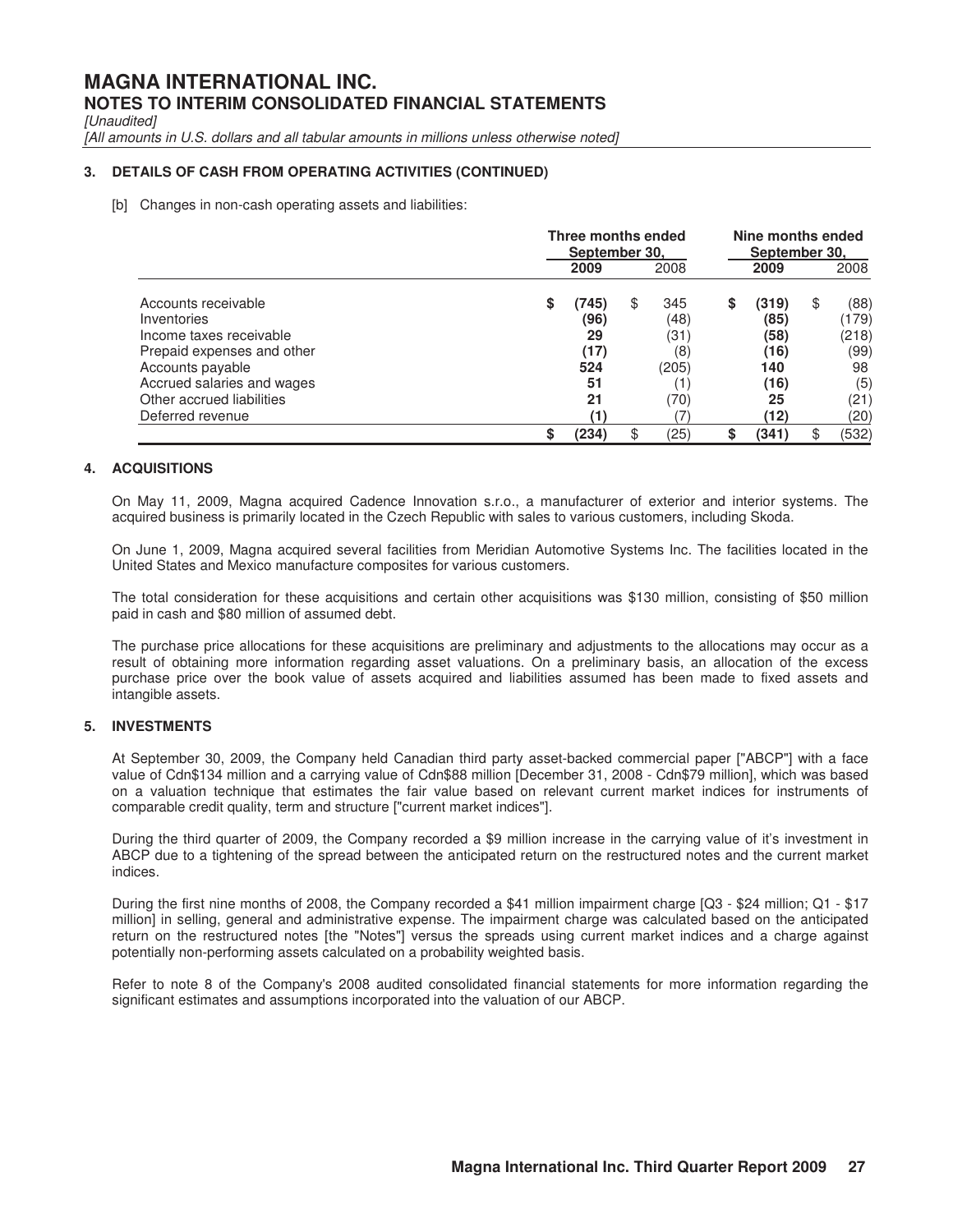# MAGNA INTERNATIONAL INC.
## NOTES TO INTERIM CONSOLIDATED FINANCIAL STATEMENTS

*[Unaudited]*

*[All amounts in U.S. dollars and all tabular amounts in millions unless otherwise noted]*

### 3. DETAILS OF CASH FROM OPERATING ACTIVITIES (CONTINUED)

[b] Changes in non-cash operating assets and liabilities:

| | Three months ended September 30, | | Nine months ended September 30, | |
|---|---|---|---|---|
| | **2009** | 2008 | **2009** | 2008 |
| Accounts receivable | **$ (745)** | $ 345 | **$ (319)** | $ (88) |
| Inventories | **(96)** | (48) | **(85)** | (179) |
| Income taxes receivable | **29** | (31) | **(58)** | (218) |
| Prepaid expenses and other | **(17)** | (8) | **(16)** | (99) |
| Accounts payable | **524** | (205) | **140** | 98 |
| Accrued salaries and wages | **51** | (1) | **(16)** | (5) |
| Other accrued liabilities | **21** | (70) | **25** | (21) |
| Deferred revenue | **(1)** | (7) | **(12)** | (20) |
| | **$ (234)** | $ (25) | **$ (341)** | $ (532) |

### 4. ACQUISITIONS

On May 11, 2009, Magna acquired Cadence Innovation s.r.o., a manufacturer of exterior and interior systems. The acquired business is primarily located in the Czech Republic with sales to various customers, including Skoda.

On June 1, 2009, Magna acquired several facilities from Meridian Automotive Systems Inc. The facilities located in the United States and Mexico manufacture composites for various customers.

The total consideration for these acquisitions and certain other acquisitions was $130 million, consisting of $50 million paid in cash and $80 million of assumed debt.

The purchase price allocations for these acquisitions are preliminary and adjustments to the allocations may occur as a result of obtaining more information regarding asset valuations. On a preliminary basis, an allocation of the excess purchase price over the book value of assets acquired and liabilities assumed has been made to fixed assets and intangible assets.

### 5. INVESTMENTS

At September 30, 2009, the Company held Canadian third party asset-backed commercial paper ["ABCP"] with a face value of Cdn$134 million and a carrying value of Cdn$88 million [December 31, 2008 - Cdn$79 million], which was based on a valuation technique that estimates the fair value based on relevant current market indices for instruments of comparable credit quality, term and structure ["current market indices"].

During the third quarter of 2009, the Company recorded a $9 million increase in the carrying value of it's investment in ABCP due to a tightening of the spread between the anticipated return on the restructured notes and the current market indices.

During the first nine months of 2008, the Company recorded a $41 million impairment charge [Q3 - $24 million; Q1 - $17 million] in selling, general and administrative expense. The impairment charge was calculated based on the anticipated return on the restructured notes [the "Notes"] versus the spreads using current market indices and a charge against potentially non-performing assets calculated on a probability weighted basis.

Refer to note 8 of the Company's 2008 audited consolidated financial statements for more information regarding the significant estimates and assumptions incorporated into the valuation of our ABCP.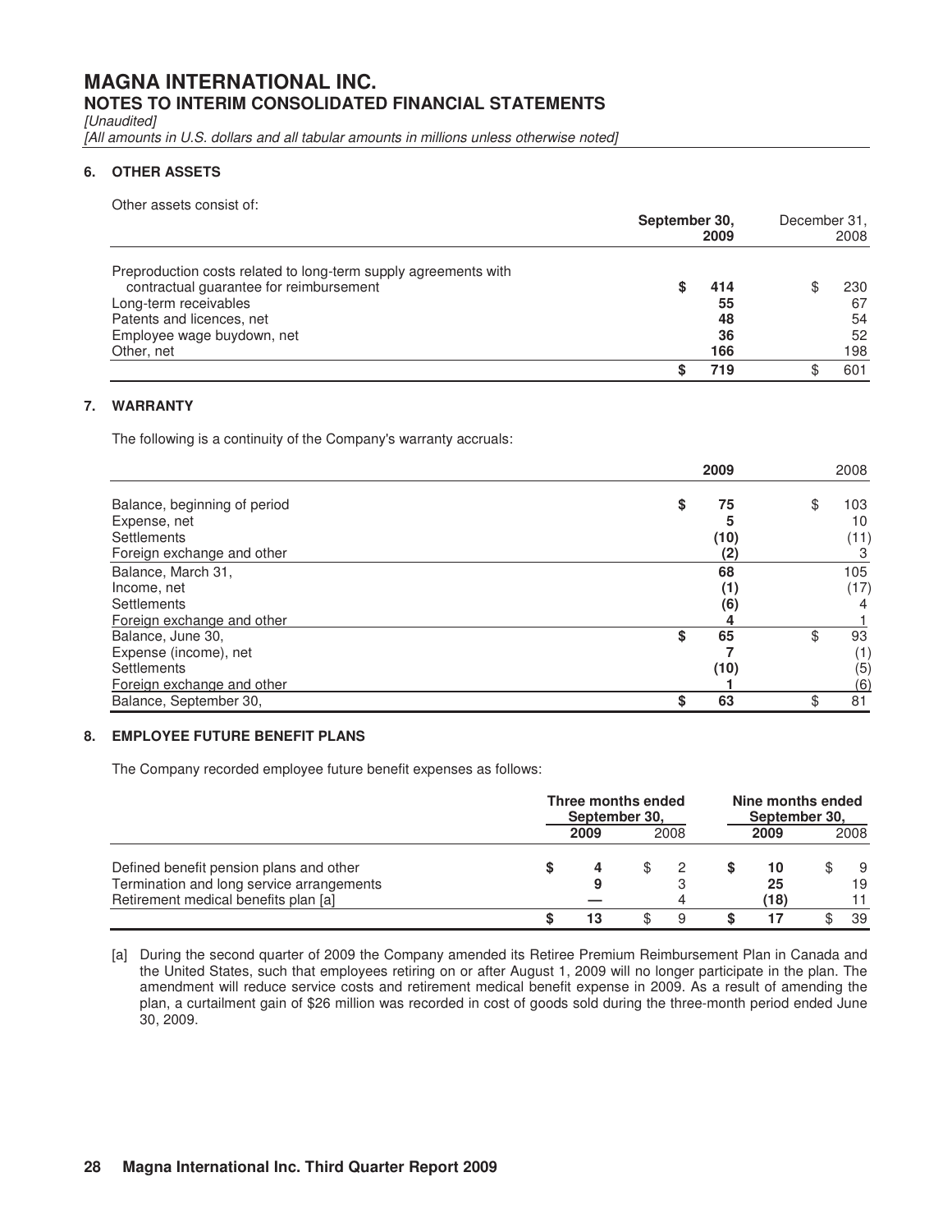# MAGNA INTERNATIONAL INC.

## NOTES TO INTERIM CONSOLIDATED FINANCIAL STATEMENTS

*[Unaudited]*

*[All amounts in U.S. dollars and all tabular amounts in millions unless otherwise noted]*

### 6. OTHER ASSETS

Other assets consist of:

| | September 30, 2009 | December 31, 2008 |
|---|---|---|
| Preproduction costs related to long-term supply agreements with contractual guarantee for reimbursement | **$ 414** | $ 230 |
| Long-term receivables | **55** | 67 |
| Patents and licences, net | **48** | 54 |
| Employee wage buydown, net | **36** | 52 |
| Other, net | **166** | 198 |
| | **$ 719** | $ 601 |

### 7. WARRANTY

The following is a continuity of the Company's warranty accruals:

| | 2009 | 2008 |
|---|---|---|
| Balance, beginning of period | **$ 75** | $ 103 |
| Expense, net | **5** | 10 |
| Settlements | **(10)** | (11) |
| Foreign exchange and other | **(2)** | 3 |
| Balance, March 31, | **68** | 105 |
| Income, net | **(1)** | (17) |
| Settlements | **(6)** | 4 |
| Foreign exchange and other | **4** | 1 |
| Balance, June 30, | **$ 65** | $ 93 |
| Expense (income), net | **7** | (1) |
| Settlements | **(10)** | (5) |
| Foreign exchange and other | **1** | (6) |
| Balance, September 30, | **$ 63** | $ 81 |

### 8. EMPLOYEE FUTURE BENEFIT PLANS

The Company recorded employee future benefit expenses as follows:

| | Three months ended September 30, | | Nine months ended September 30, | |
|---|---|---|---|---|
| | **2009** | 2008 | **2009** | 2008 |
| Defined benefit pension plans and other | **$ 4** | $ 2 | **$ 10** | $ 9 |
| Termination and long service arrangements | **9** | 3 | **25** | 19 |
| Retirement medical benefits plan [a] | **—** | 4 | **(18)** | 11 |
| | **$ 13** | $ 9 | **$ 17** | $ 39 |

[a] During the second quarter of 2009 the Company amended its Retiree Premium Reimbursement Plan in Canada and the United States, such that employees retiring on or after August 1, 2009 will no longer participate in the plan. The amendment will reduce service costs and retirement medical benefit expense in 2009. As a result of amending the plan, a curtailment gain of $26 million was recorded in cost of goods sold during the three-month period ended June 30, 2009.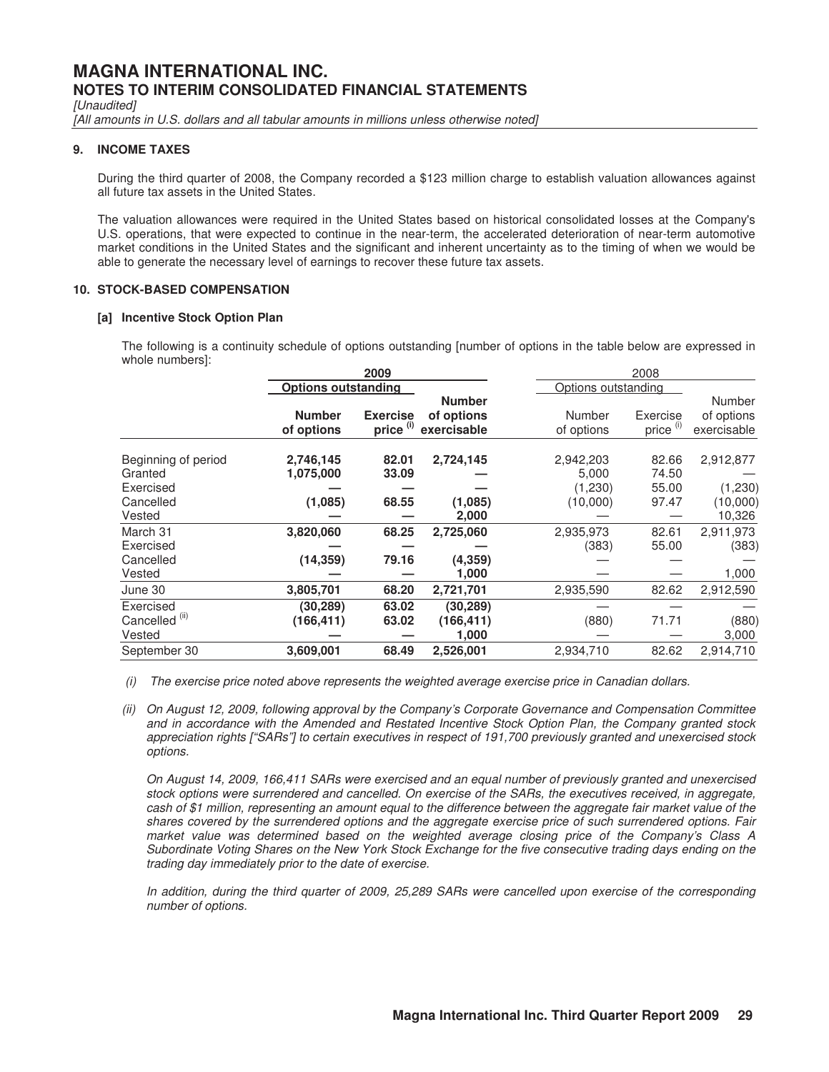# MAGNA INTERNATIONAL INC.

## NOTES TO INTERIM CONSOLIDATED FINANCIAL STATEMENTS

*[Unaudited]*

*[All amounts in U.S. dollars and all tabular amounts in millions unless otherwise noted]*

### 9. INCOME TAXES

During the third quarter of 2008, the Company recorded a $123 million charge to establish valuation allowances against all future tax assets in the United States.

The valuation allowances were required in the United States based on historical consolidated losses at the Company's U.S. operations, that were expected to continue in the near-term, the accelerated deterioration of near-term automotive market conditions in the United States and the significant and inherent uncertainty as to the timing of when we would be able to generate the necessary level of earnings to recover these future tax assets.

### 10. STOCK-BASED COMPENSATION

#### [a] Incentive Stock Option Plan

The following is a continuity schedule of options outstanding [number of options in the table below are expressed in whole numbers]:

| | **2009** | | | 2008 | | |
|---|---|---|---|---|---|---|
| | **Options outstanding** | | | Options outstanding | | |
| | **Number of options** | **Exercise price (i)** | **Number of options exercisable** | Number of options | Exercise price (i) | Number of options exercisable |
| Beginning of period | **2,746,145** | **82.01** | **2,724,145** | 2,942,203 | 82.66 | 2,912,877 |
| Granted | **1,075,000** | **33.09** | **—** | 5,000 | 74.50 | — |
| Exercised | **—** | **—** | **—** | (1,230) | 55.00 | (1,230) |
| Cancelled | **(1,085)** | **68.55** | **(1,085)** | (10,000) | 97.47 | (10,000) |
| Vested | **—** | **—** | **2,000** | — | — | 10,326 |
| March 31 | **3,820,060** | **68.25** | **2,725,060** | 2,935,973 | 82.61 | 2,911,973 |
| Exercised | **—** | **—** | **—** | (383) | 55.00 | (383) |
| Cancelled | **(14,359)** | **79.16** | **(4,359)** | — | — | — |
| Vested | **—** | **—** | **1,000** | — | — | 1,000 |
| June 30 | **3,805,701** | **68.20** | **2,721,701** | 2,935,590 | 82.62 | 2,912,590 |
| Exercised | **(30,289)** | **63.02** | **(30,289)** | — | — | — |
| Cancelled (ii) | **(166,411)** | **63.02** | **(166,411)** | (880) | 71.71 | (880) |
| Vested | **—** | **—** | **1,000** | — | — | 3,000 |
| September 30 | **3,609,001** | **68.49** | **2,526,001** | 2,934,710 | 82.62 | 2,914,710 |

*(i) The exercise price noted above represents the weighted average exercise price in Canadian dollars.*

*(ii) On August 12, 2009, following approval by the Company's Corporate Governance and Compensation Committee and in accordance with the Amended and Restated Incentive Stock Option Plan, the Company granted stock appreciation rights ["SARs"] to certain executives in respect of 191,700 previously granted and unexercised stock options.*

*On August 14, 2009, 166,411 SARs were exercised and an equal number of previously granted and unexercised stock options were surrendered and cancelled. On exercise of the SARs, the executives received, in aggregate, cash of $1 million, representing an amount equal to the difference between the aggregate fair market value of the shares covered by the surrendered options and the aggregate exercise price of such surrendered options. Fair market value was determined based on the weighted average closing price of the Company's Class A Subordinate Voting Shares on the New York Stock Exchange for the five consecutive trading days ending on the trading day immediately prior to the date of exercise.*

*In addition, during the third quarter of 2009, 25,289 SARs were cancelled upon exercise of the corresponding number of options.*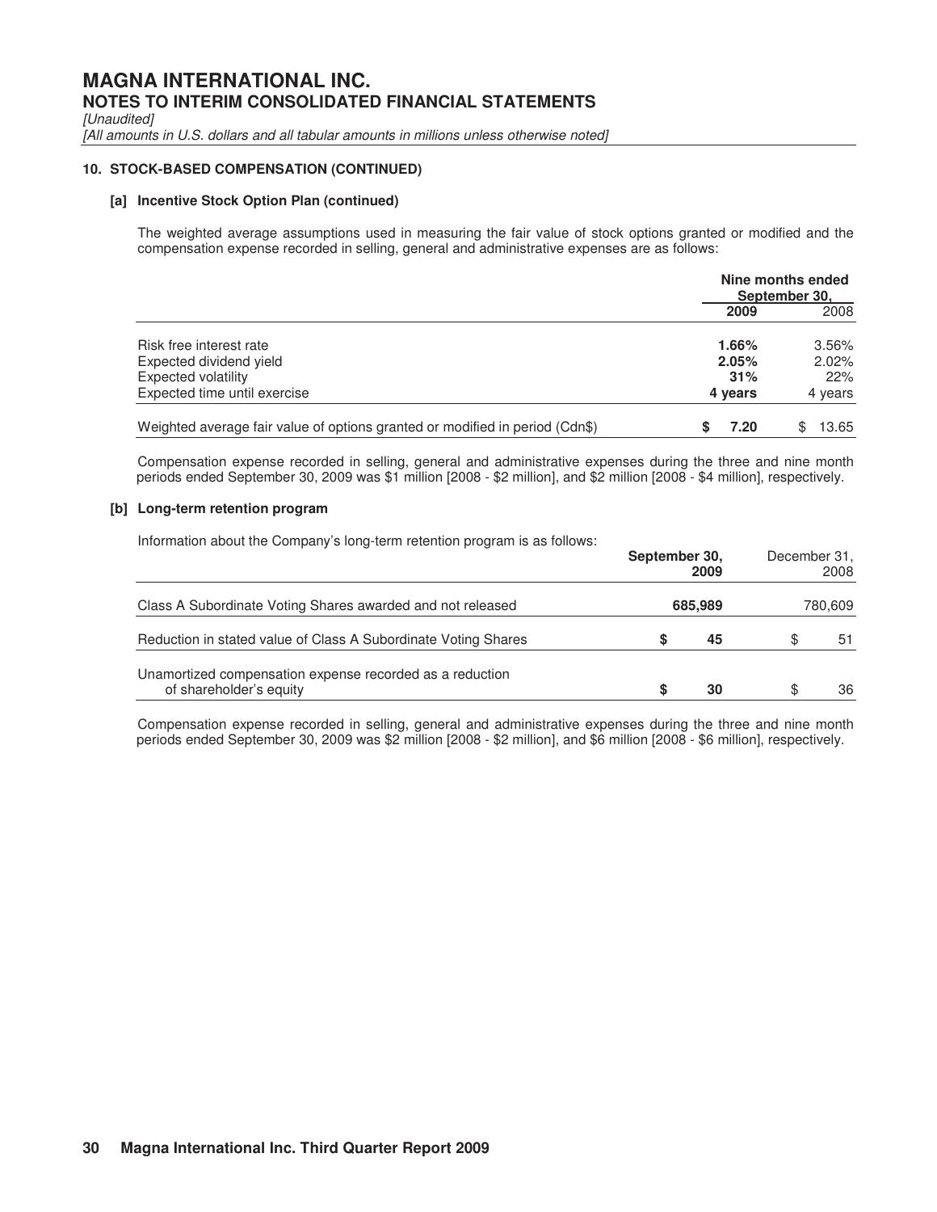# MAGNA INTERNATIONAL INC.

## NOTES TO INTERIM CONSOLIDATED FINANCIAL STATEMENTS

*[Unaudited]*

*[All amounts in U.S. dollars and all tabular amounts in millions unless otherwise noted]*

### 10. STOCK-BASED COMPENSATION (CONTINUED)

#### [a] Incentive Stock Option Plan (continued)

The weighted average assumptions used in measuring the fair value of stock options granted or modified and the compensation expense recorded in selling, general and administrative expenses are as follows:

| | Nine months ended September 30, | |
|---|---|---|
| | **2009** | 2008 |
| Risk free interest rate | **1.66%** | 3.56% |
| Expected dividend yield | **2.05%** | 2.02% |
| Expected volatility | **31%** | 22% |
| Expected time until exercise | **4 years** | 4 years |
| Weighted average fair value of options granted or modified in period (Cdn$) | **$ 7.20** | $ 13.65 |

Compensation expense recorded in selling, general and administrative expenses during the three and nine month periods ended September 30, 2009 was $1 million [2008 - $2 million], and $2 million [2008 - $4 million], respectively.

#### [b] Long-term retention program

Information about the Company's long-term retention program is as follows:

| | **September 30, 2009** | December 31, 2008 |
|---|---|---|
| Class A Subordinate Voting Shares awarded and not released | **685,989** | 780,609 |
| Reduction in stated value of Class A Subordinate Voting Shares | **$ 45** | $ 51 |
| Unamortized compensation expense recorded as a reduction of shareholder's equity | **$ 30** | $ 36 |

Compensation expense recorded in selling, general and administrative expenses during the three and nine month periods ended September 30, 2009 was $2 million [2008 - $2 million], and $6 million [2008 - $6 million], respectively.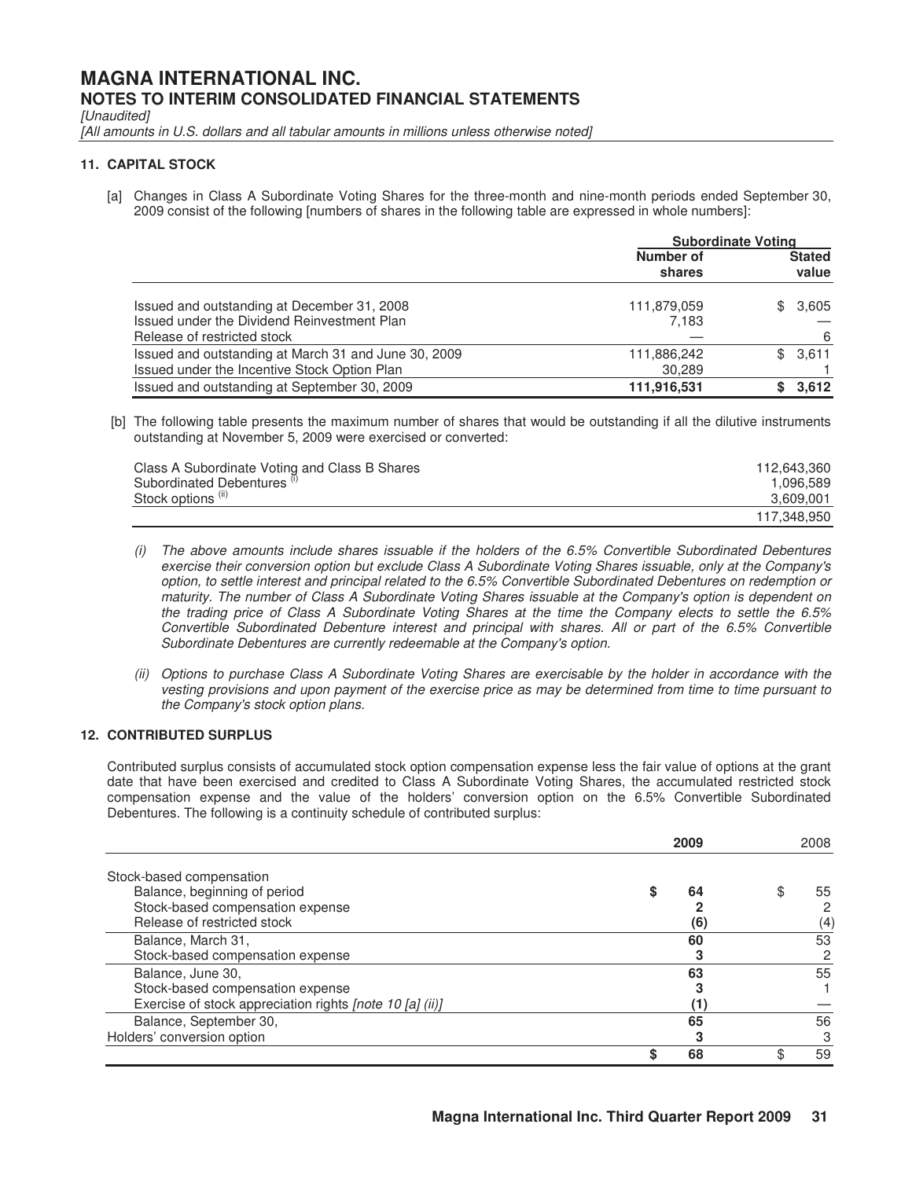# MAGNA INTERNATIONAL INC.
## NOTES TO INTERIM CONSOLIDATED FINANCIAL STATEMENTS

*[Unaudited]*

*[All amounts in U.S. dollars and all tabular amounts in millions unless otherwise noted]*

### 11. CAPITAL STOCK

[a] Changes in Class A Subordinate Voting Shares for the three-month and nine-month periods ended September 30, 2009 consist of the following [numbers of shares in the following table are expressed in whole numbers]:

| | Subordinate Voting | |
|---|---|---|
| | Number of shares | Stated value |
| Issued and outstanding at December 31, 2008 | 111,879,059 | $ 3,605 |
| Issued under the Dividend Reinvestment Plan | 7,183 | — |
| Release of restricted stock | — | 6 |
| Issued and outstanding at March 31 and June 30, 2009 | 111,886,242 | $ 3,611 |
| Issued under the Incentive Stock Option Plan | 30,289 | 1 |
| **Issued and outstanding at September 30, 2009** | **111,916,531** | **$ 3,612** |

[b] The following table presents the maximum number of shares that would be outstanding if all the dilutive instruments outstanding at November 5, 2009 were exercised or converted:

| | |
|---|---|
| Class A Subordinate Voting and Class B Shares | 112,643,360 |
| Subordinated Debentures [(i)] | 1,096,589 |
| Stock options [(ii)] | 3,609,001 |
| | 117,348,950 |

*(i) The above amounts include shares issuable if the holders of the 6.5% Convertible Subordinated Debentures exercise their conversion option but exclude Class A Subordinate Voting Shares issuable, only at the Company's option, to settle interest and principal related to the 6.5% Convertible Subordinated Debentures on redemption or maturity. The number of Class A Subordinate Voting Shares issuable at the Company's option is dependent on the trading price of Class A Subordinate Voting Shares at the time the Company elects to settle the 6.5% Convertible Subordinated Debenture interest and principal with shares. All or part of the 6.5% Convertible Subordinate Debentures are currently redeemable at the Company's option.*

*(ii) Options to purchase Class A Subordinate Voting Shares are exercisable by the holder in accordance with the vesting provisions and upon payment of the exercise price as may be determined from time to time pursuant to the Company's stock option plans.*

### 12. CONTRIBUTED SURPLUS

Contributed surplus consists of accumulated stock option compensation expense less the fair value of options at the grant date that have been exercised and credited to Class A Subordinate Voting Shares, the accumulated restricted stock compensation expense and the value of the holders' conversion option on the 6.5% Convertible Subordinated Debentures. The following is a continuity schedule of contributed surplus:

| | **2009** | 2008 |
|---|---|---|
| Stock-based compensation | | |
| Balance, beginning of period | **$ 64** | $ 55 |
| Stock-based compensation expense | **2** | 2 |
| Release of restricted stock | **(6)** | (4) |
| Balance, March 31, | **60** | 53 |
| Stock-based compensation expense | **3** | 2 |
| Balance, June 30, | **63** | 55 |
| Stock-based compensation expense | **3** | 1 |
| Exercise of stock appreciation rights *[note 10 [a] (ii)]* | **(1)** | — |
| Balance, September 30, | **65** | 56 |
| Holders' conversion option | **3** | 3 |
| | **$ 68** | $ 59 |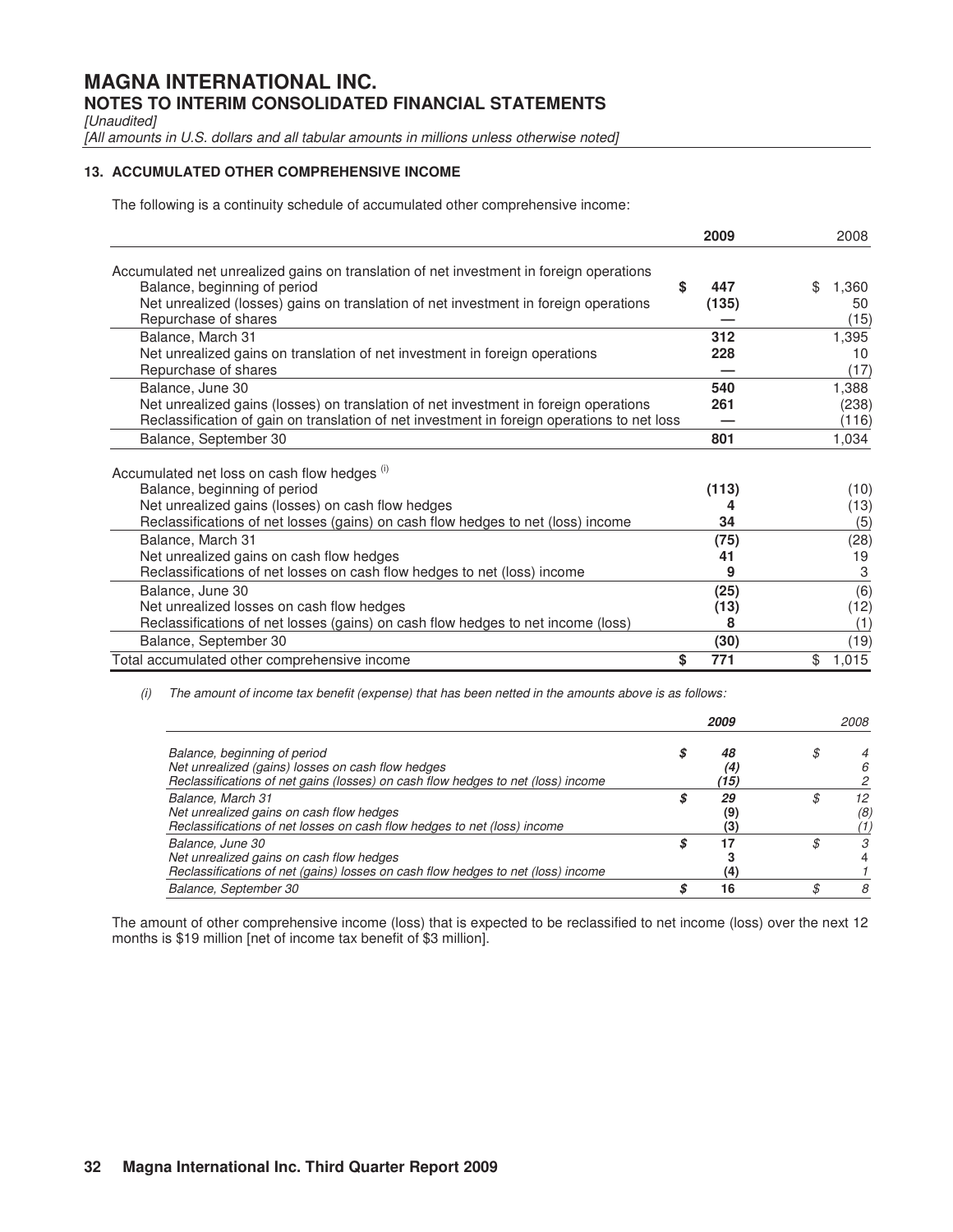## 13. ACCUMULATED OTHER COMPREHENSIVE INCOME

The following is a continuity schedule of accumulated other comprehensive income:

| | **2009** | 2008 |
|---|---|---|
| Accumulated net unrealized gains on translation of net investment in foreign operations | | |
| Balance, beginning of period | **$ 447** | $ 1,360 |
| Net unrealized (losses) gains on translation of net investment in foreign operations | **(135)** | 50 |
| Repurchase of shares | **—** | (15) |
| Balance, March 31 | **312** | 1,395 |
| Net unrealized gains on translation of net investment in foreign operations | **228** | 10 |
| Repurchase of shares | **—** | (17) |
| Balance, June 30 | **540** | 1,388 |
| Net unrealized gains (losses) on translation of net investment in foreign operations | **261** | (238) |
| Reclassification of gain on translation of net investment in foreign operations to net loss | **—** | (116) |
| Balance, September 30 | **801** | 1,034 |
| Accumulated net loss on cash flow hedges [(i)] | | |
| Balance, beginning of period | **(113)** | (10) |
| Net unrealized gains (losses) on cash flow hedges | **4** | (13) |
| Reclassifications of net losses (gains) on cash flow hedges to net (loss) income | **34** | (5) |
| Balance, March 31 | **(75)** | (28) |
| Net unrealized gains on cash flow hedges | **41** | 19 |
| Reclassifications of net losses on cash flow hedges to net (loss) income | **9** | 3 |
| Balance, June 30 | **(25)** | (6) |
| Net unrealized losses on cash flow hedges | **(13)** | (12) |
| Reclassifications of net losses (gains) on cash flow hedges to net income (loss) | **8** | (1) |
| Balance, September 30 | **(30)** | (19) |
| Total accumulated other comprehensive income | **$ 771** | $ 1,015 |

*(i) The amount of income tax benefit (expense) that has been netted in the amounts above is as follows:*

| | ***2009*** | *2008* |
|---|---|---|
| *Balance, beginning of period* | ***$ 48*** | *$ 4* |
| *Net unrealized (gains) losses on cash flow hedges* | ***(4)*** | *6* |
| *Reclassifications of net gains (losses) on cash flow hedges to net (loss) income* | ***(15)*** | *2* |
| *Balance, March 31* | ***$ 29*** | *$ 12* |
| *Net unrealized gains on cash flow hedges* | ***(9)*** | *(8)* |
| *Reclassifications of net losses on cash flow hedges to net (loss) income* | ***(3)*** | *(1)* |
| *Balance, June 30* | ***$ 17*** | *$ 3* |
| *Net unrealized gains on cash flow hedges* | ***3*** | *4* |
| *Reclassifications of net (gains) losses on cash flow hedges to net (loss) income* | ***(4)*** | *1* |
| *Balance, September 30* | ***$ 16*** | *$ 8* |

The amount of other comprehensive income (loss) that is expected to be reclassified to net income (loss) over the next 12 months is $19 million [net of income tax benefit of $3 million].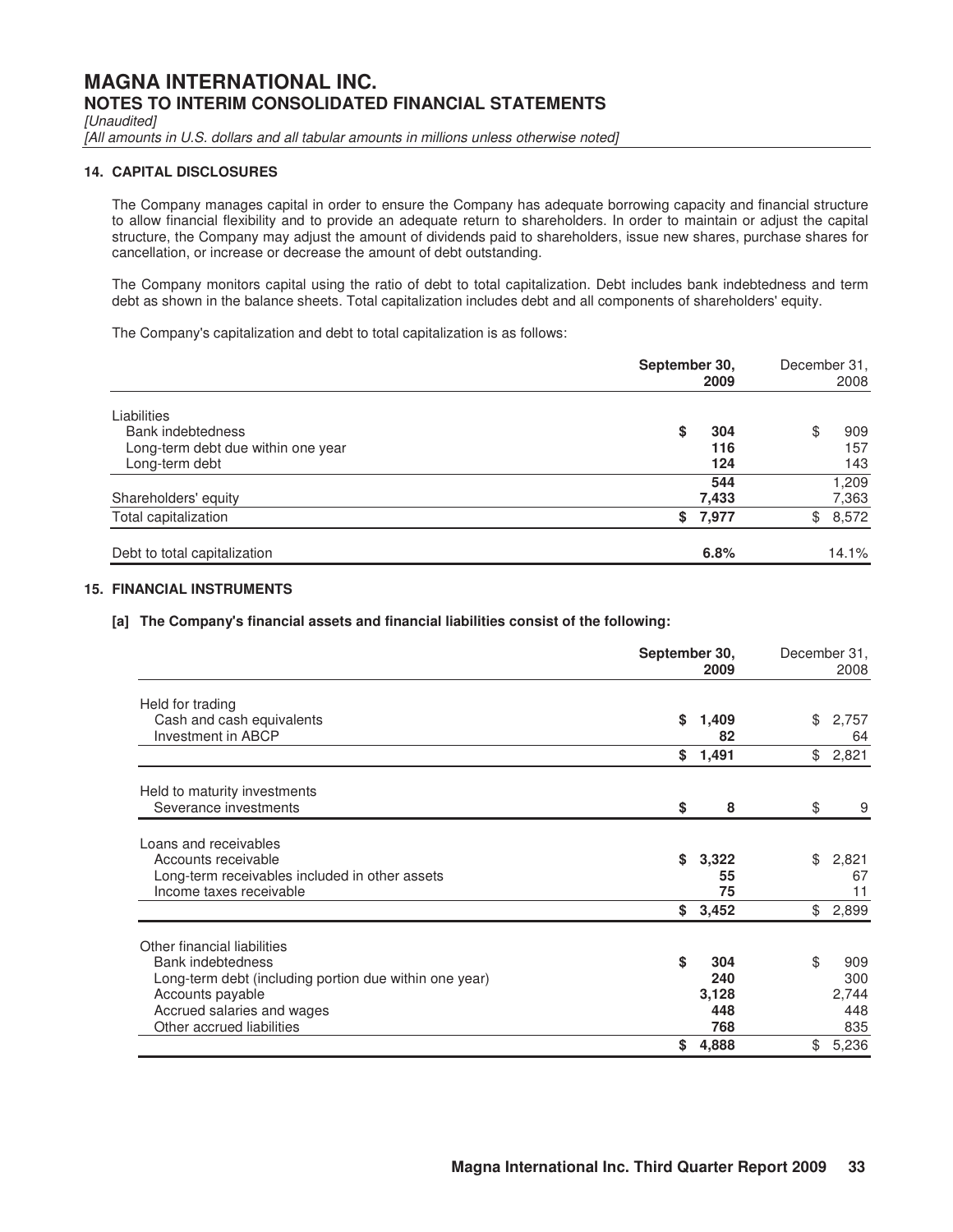# MAGNA INTERNATIONAL INC.

## NOTES TO INTERIM CONSOLIDATED FINANCIAL STATEMENTS

*[Unaudited]*

*[All amounts in U.S. dollars and all tabular amounts in millions unless otherwise noted]*

### 14. CAPITAL DISCLOSURES

The Company manages capital in order to ensure the Company has adequate borrowing capacity and financial structure to allow financial flexibility and to provide an adequate return to shareholders. In order to maintain or adjust the capital structure, the Company may adjust the amount of dividends paid to shareholders, issue new shares, purchase shares for cancellation, or increase or decrease the amount of debt outstanding.

The Company monitors capital using the ratio of debt to total capitalization. Debt includes bank indebtedness and term debt as shown in the balance sheets. Total capitalization includes debt and all components of shareholders' equity.

The Company's capitalization and debt to total capitalization is as follows:

| | **September 30, 2009** | December 31, 2008 |
|---|---|---|
| Liabilities | | |
| Bank indebtedness | **$ 304** | $ 909 |
| Long-term debt due within one year | **116** | 157 |
| Long-term debt | **124** | 143 |
| | **544** | 1,209 |
| Shareholders' equity | **7,433** | 7,363 |
| Total capitalization | **$ 7,977** | $ 8,572 |
| Debt to total capitalization | **6.8%** | 14.1% |

### 15. FINANCIAL INSTRUMENTS

**[a] The Company's financial assets and financial liabilities consist of the following:**

| | **September 30, 2009** | December 31, 2008 |
|---|---|---|
| Held for trading | | |
| Cash and cash equivalents | **$ 1,409** | $ 2,757 |
| Investment in ABCP | **82** | 64 |
| | **$ 1,491** | $ 2,821 |
| Held to maturity investments | | |
| Severance investments | **$ 8** | $ 9 |
| Loans and receivables | | |
| Accounts receivable | **$ 3,322** | $ 2,821 |
| Long-term receivables included in other assets | **55** | 67 |
| Income taxes receivable | **75** | 11 |
| | **$ 3,452** | $ 2,899 |
| Other financial liabilities | | |
| Bank indebtedness | **$ 304** | $ 909 |
| Long-term debt (including portion due within one year) | **240** | 300 |
| Accounts payable | **3,128** | 2,744 |
| Accrued salaries and wages | **448** | 448 |
| Other accrued liabilities | **768** | 835 |
| | **$ 4,888** | $ 5,236 |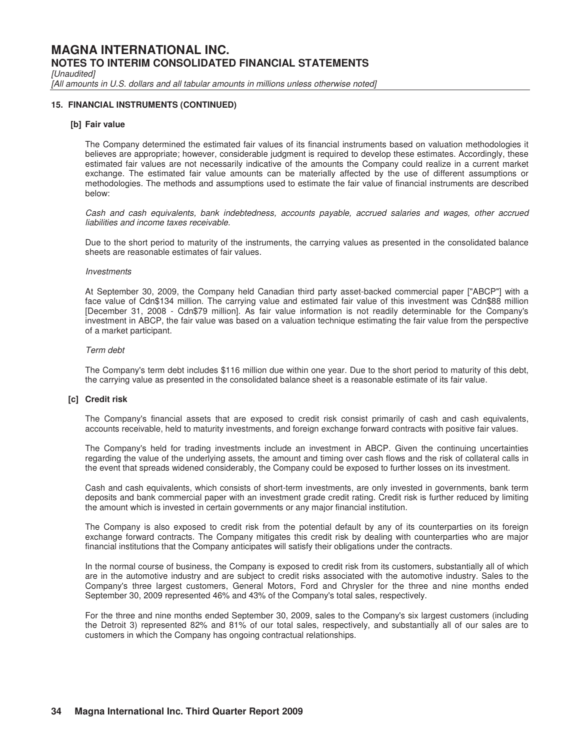## 15. FINANCIAL INSTRUMENTS (CONTINUED)

### [b] Fair value

The Company determined the estimated fair values of its financial instruments based on valuation methodologies it believes are appropriate; however, considerable judgment is required to develop these estimates. Accordingly, these estimated fair values are not necessarily indicative of the amounts the Company could realize in a current market exchange. The estimated fair value amounts can be materially affected by the use of different assumptions or methodologies. The methods and assumptions used to estimate the fair value of financial instruments are described below:

*Cash and cash equivalents, bank indebtedness, accounts payable, accrued salaries and wages, other accrued liabilities and income taxes receivable.*

Due to the short period to maturity of the instruments, the carrying values as presented in the consolidated balance sheets are reasonable estimates of fair values.

*Investments*

At September 30, 2009, the Company held Canadian third party asset-backed commercial paper ["ABCP"] with a face value of Cdn$134 million. The carrying value and estimated fair value of this investment was Cdn$88 million [December 31, 2008 - Cdn$79 million]. As fair value information is not readily determinable for the Company's investment in ABCP, the fair value was based on a valuation technique estimating the fair value from the perspective of a market participant.

*Term debt*

The Company's term debt includes $116 million due within one year. Due to the short period to maturity of this debt, the carrying value as presented in the consolidated balance sheet is a reasonable estimate of its fair value.

### [c] Credit risk

The Company's financial assets that are exposed to credit risk consist primarily of cash and cash equivalents, accounts receivable, held to maturity investments, and foreign exchange forward contracts with positive fair values.

The Company's held for trading investments include an investment in ABCP. Given the continuing uncertainties regarding the value of the underlying assets, the amount and timing over cash flows and the risk of collateral calls in the event that spreads widened considerably, the Company could be exposed to further losses on its investment.

Cash and cash equivalents, which consists of short-term investments, are only invested in governments, bank term deposits and bank commercial paper with an investment grade credit rating. Credit risk is further reduced by limiting the amount which is invested in certain governments or any major financial institution.

The Company is also exposed to credit risk from the potential default by any of its counterparties on its foreign exchange forward contracts. The Company mitigates this credit risk by dealing with counterparties who are major financial institutions that the Company anticipates will satisfy their obligations under the contracts.

In the normal course of business, the Company is exposed to credit risk from its customers, substantially all of which are in the automotive industry and are subject to credit risks associated with the automotive industry. Sales to the Company's three largest customers, General Motors, Ford and Chrysler for the three and nine months ended September 30, 2009 represented 46% and 43% of the Company's total sales, respectively.

For the three and nine months ended September 30, 2009, sales to the Company's six largest customers (including the Detroit 3) represented 82% and 81% of our total sales, respectively, and substantially all of our sales are to customers in which the Company has ongoing contractual relationships.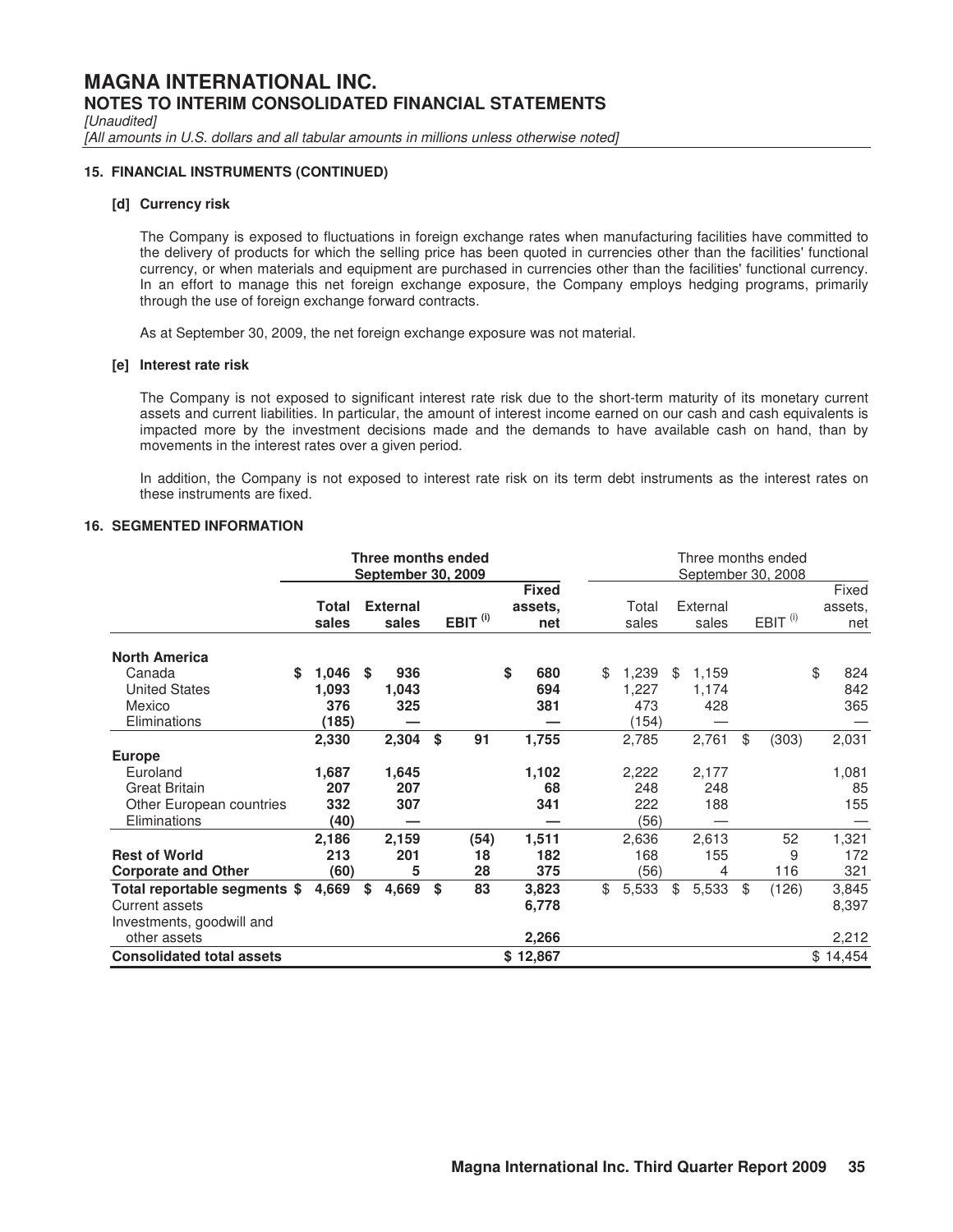## MAGNA INTERNATIONAL INC.

### NOTES TO INTERIM CONSOLIDATED FINANCIAL STATEMENTS

*[Unaudited]*

*[All amounts in U.S. dollars and all tabular amounts in millions unless otherwise noted]*

#### 15. FINANCIAL INSTRUMENTS (CONTINUED)

**[d] Currency risk**

The Company is exposed to fluctuations in foreign exchange rates when manufacturing facilities have committed to the delivery of products for which the selling price has been quoted in currencies other than the facilities' functional currency, or when materials and equipment are purchased in currencies other than the facilities' functional currency. In an effort to manage this net foreign exchange exposure, the Company employs hedging programs, primarily through the use of foreign exchange forward contracts.

As at September 30, 2009, the net foreign exchange exposure was not material.

**[e] Interest rate risk**

The Company is not exposed to significant interest rate risk due to the short-term maturity of its monetary current assets and current liabilities. In particular, the amount of interest income earned on our cash and cash equivalents is impacted more by the investment decisions made and the demands to have available cash on hand, than by movements in the interest rates over a given period.

In addition, the Company is not exposed to interest rate risk on its term debt instruments as the interest rates on these instruments are fixed.

#### 16. SEGMENTED INFORMATION

| | **Three months ended September 30, 2009** | | | | Three months ended September 30, 2008 | | | |
|---|---|---|---|---|---|---|---|---|
| | **Total sales** | **External sales** | **EBIT [(i)]** | **Fixed assets, net** | Total sales | External sales | EBIT [(i)] | Fixed assets, net |
| **North America** | | | | | | | | |
| Canada | **$ 1,046** | **$ 936** | | **$ 680** | $ 1,239 | $ 1,159 | | $ 824 |
| United States | **1,093** | **1,043** | | **694** | 1,227 | 1,174 | | 842 |
| Mexico | **376** | **325** | | **381** | 473 | 428 | | 365 |
| Eliminations | **(185)** | **—** | | **—** | (154) | — | | — |
| | **2,330** | **2,304** | **$ 91** | **1,755** | 2,785 | 2,761 | $ (303) | 2,031 |
| **Europe** | | | | | | | | |
| Euroland | **1,687** | **1,645** | | **1,102** | 2,222 | 2,177 | | 1,081 |
| Great Britain | **207** | **207** | | **68** | 248 | 248 | | 85 |
| Other European countries | **332** | **307** | | **341** | 222 | 188 | | 155 |
| Eliminations | **(40)** | **—** | | **—** | (56) | — | | — |
| | **2,186** | **2,159** | **(54)** | **1,511** | 2,636 | 2,613 | 52 | 1,321 |
| **Rest of World** | **213** | **201** | **18** | **182** | 168 | 155 | 9 | 172 |
| **Corporate and Other** | **(60)** | **5** | **28** | **375** | (56) | 4 | 116 | 321 |
| **Total reportable segments** | **$ 4,669** | **$ 4,669** | **$ 83** | **3,823** | $ 5,533 | $ 5,533 | $ (126) | 3,845 |
| Current assets | | | | **6,778** | | | | 8,397 |
| Investments, goodwill and other assets | | | | **2,266** | | | | 2,212 |
| **Consolidated total assets** | | | | **$ 12,867** | | | | $ 14,454 |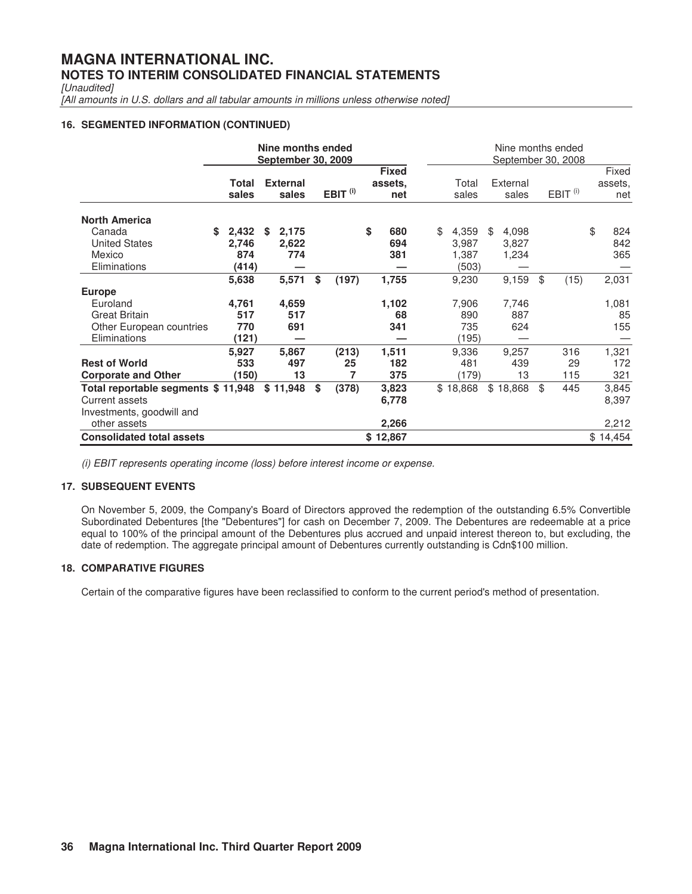# MAGNA INTERNATIONAL INC.
## NOTES TO INTERIM CONSOLIDATED FINANCIAL STATEMENTS

*[Unaudited]*
*[All amounts in U.S. dollars and all tabular amounts in millions unless otherwise noted]*

### 16. SEGMENTED INFORMATION (CONTINUED)

| | Nine months ended September 30, 2009 | | | | Nine months ended September 30, 2008 | | | |
|---|---|---|---|---|---|---|---|---|
| | **Total sales** | **External sales** | **EBIT (i)** | **Fixed assets, net** | Total sales | External sales | EBIT (i) | Fixed assets, net |
| **North America** | | | | | | | | |
| Canada | **$ 2,432** | **$ 2,175** | | **$ 680** | $ 4,359 | $ 4,098 | | $ 824 |
| United States | **2,746** | **2,622** | | **694** | 3,987 | 3,827 | | 842 |
| Mexico | **874** | **774** | | **381** | 1,387 | 1,234 | | 365 |
| Eliminations | **(414)** | **—** | | **—** | (503) | — | | — |
| | **5,638** | **5,571** | **$ (197)** | **1,755** | 9,230 | 9,159 | $ (15) | 2,031 |
| **Europe** | | | | | | | | |
| Euroland | **4,761** | **4,659** | | **1,102** | 7,906 | 7,746 | | 1,081 |
| Great Britain | **517** | **517** | | **68** | 890 | 887 | | 85 |
| Other European countries | **770** | **691** | | **341** | 735 | 624 | | 155 |
| Eliminations | **(121)** | **—** | | **—** | (195) | — | | — |
| | **5,927** | **5,867** | **(213)** | **1,511** | 9,336 | 9,257 | 316 | 1,321 |
| **Rest of World** | **533** | **497** | **25** | **182** | 481 | 439 | 29 | 172 |
| **Corporate and Other** | **(150)** | **13** | **7** | **375** | (179) | 13 | 115 | 321 |
| **Total reportable segments** | **$ 11,948** | **$ 11,948** | **$ (378)** | **3,823** | $ 18,868 | $ 18,868 | $ 445 | 3,845 |
| Current assets | | | | **6,778** | | | | 8,397 |
| Investments, goodwill and other assets | | | | **2,266** | | | | 2,212 |
| **Consolidated total assets** | | | | **$ 12,867** | | | | $ 14,454 |

*(i) EBIT represents operating income (loss) before interest income or expense.*

### 17. SUBSEQUENT EVENTS

On November 5, 2009, the Company's Board of Directors approved the redemption of the outstanding 6.5% Convertible Subordinated Debentures [the "Debentures"] for cash on December 7, 2009. The Debentures are redeemable at a price equal to 100% of the principal amount of the Debentures plus accrued and unpaid interest thereon to, but excluding, the date of redemption. The aggregate principal amount of Debentures currently outstanding is Cdn$100 million.

### 18. COMPARATIVE FIGURES

Certain of the comparative figures have been reclassified to conform to the current period's method of presentation.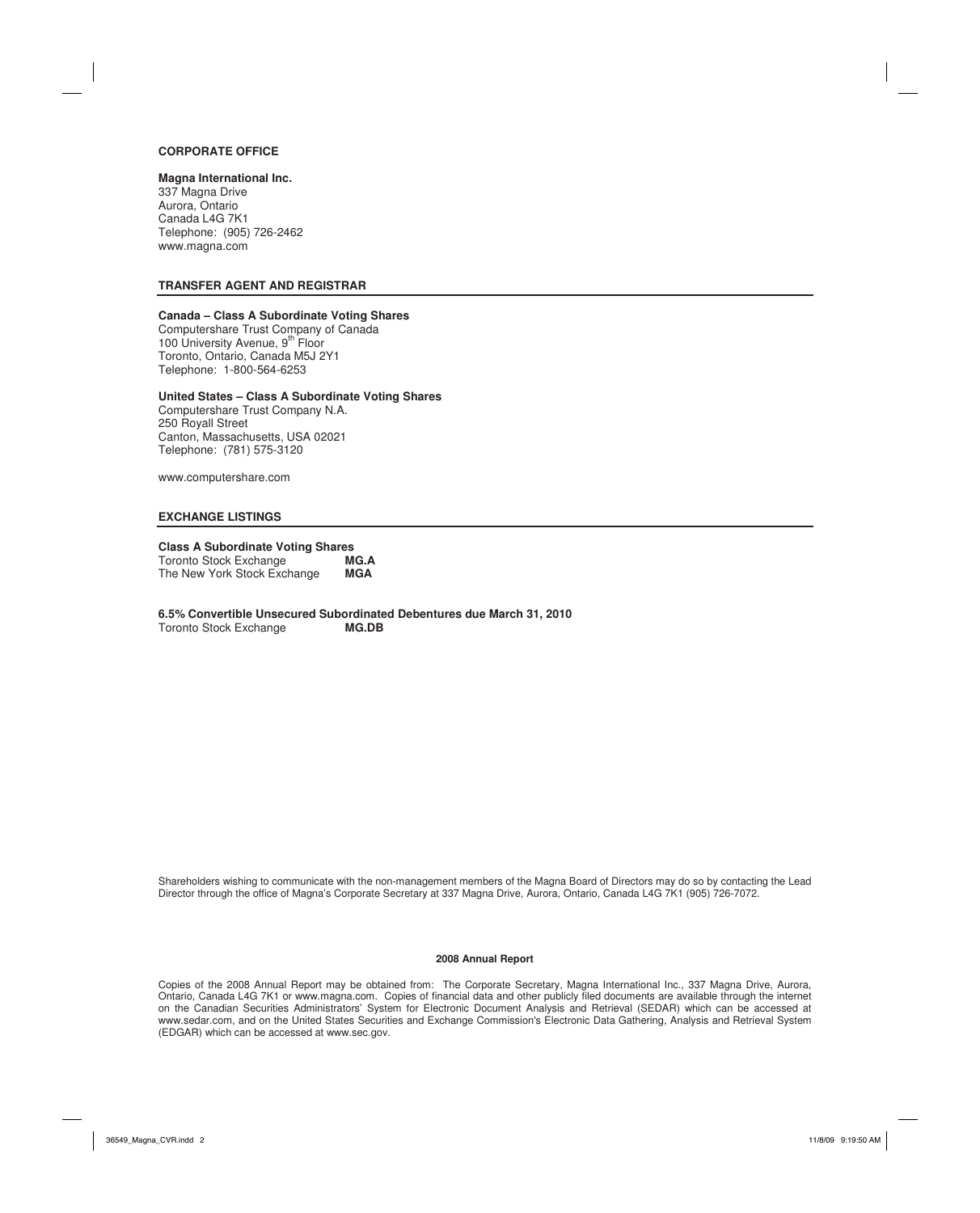## CORPORATE OFFICE

**Magna International Inc.**
337 Magna Drive
Aurora, Ontario
Canada L4G 7K1
Telephone: (905) 726-2462
www.magna.com

## TRANSFER AGENT AND REGISTRAR

**Canada – Class A Subordinate Voting Shares**
Computershare Trust Company of Canada
100 University Avenue, 9th Floor
Toronto, Ontario, Canada M5J 2Y1
Telephone: 1-800-564-6253

**United States – Class A Subordinate Voting Shares**
Computershare Trust Company N.A.
250 Royall Street
Canton, Massachusetts, USA 02021
Telephone: (781) 575-3120

www.computershare.com

## EXCHANGE LISTINGS

**Class A Subordinate Voting Shares**

| | |
|---|---|
| Toronto Stock Exchange | **MG.A** |
| The New York Stock Exchange | **MGA** |

**6.5% Convertible Unsecured Subordinated Debentures due March 31, 2010**

| | |
|---|---|
| Toronto Stock Exchange | **MG.DB** |

Shareholders wishing to communicate with the non-management members of the Magna Board of Directors may do so by contacting the Lead Director through the office of Magna's Corporate Secretary at 337 Magna Drive, Aurora, Ontario, Canada L4G 7K1 (905) 726-7072.

**2008 Annual Report**

Copies of the 2008 Annual Report may be obtained from: The Corporate Secretary, Magna International Inc., 337 Magna Drive, Aurora, Ontario, Canada L4G 7K1 or www.magna.com. Copies of financial data and other publicly filed documents are available through the internet on the Canadian Securities Administrators' System for Electronic Document Analysis and Retrieval (SEDAR) which can be accessed at www.sedar.com, and on the United States Securities and Exchange Commission's Electronic Data Gathering, Analysis and Retrieval System (EDGAR) which can be accessed at www.sec.gov.